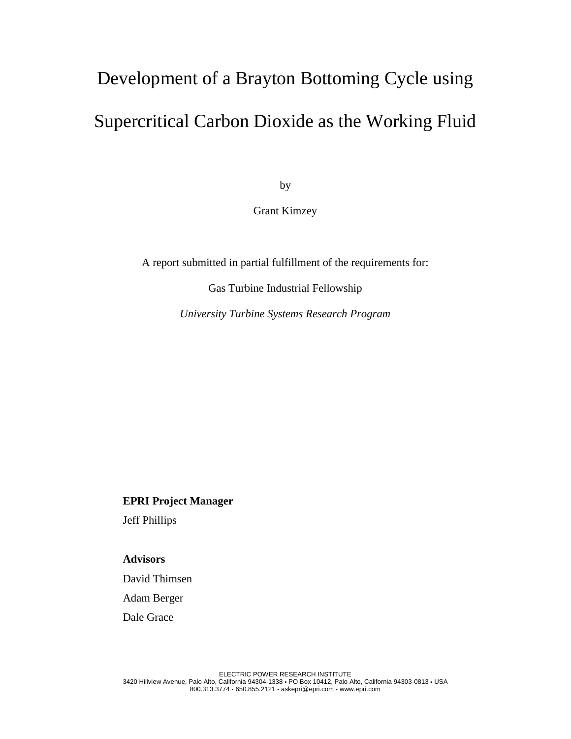# Development of a Brayton Bottoming Cycle using Supercritical Carbon Dioxide as the Working Fluid

by

Grant Kimzey

A report submitted in partial fulfillment of the requirements for:

Gas Turbine Industrial Fellowship

*University Turbine Systems Research Program*

**EPRI Project Manager**

Jeff Phillips

**Advisors**

David Thimsen

Adam Berger

Dale Grace

ELECTRIC POWER RESEARCH INSTITUTE
3420 Hillview Avenue, Palo Alto, California 94304-1338 ▪ PO Box 10412, Palo Alto, California 94303-0813 ▪ USA
800.313.3774 ▪ 650.855.2121 ▪ askepri@epri.com ▪ www.epri.com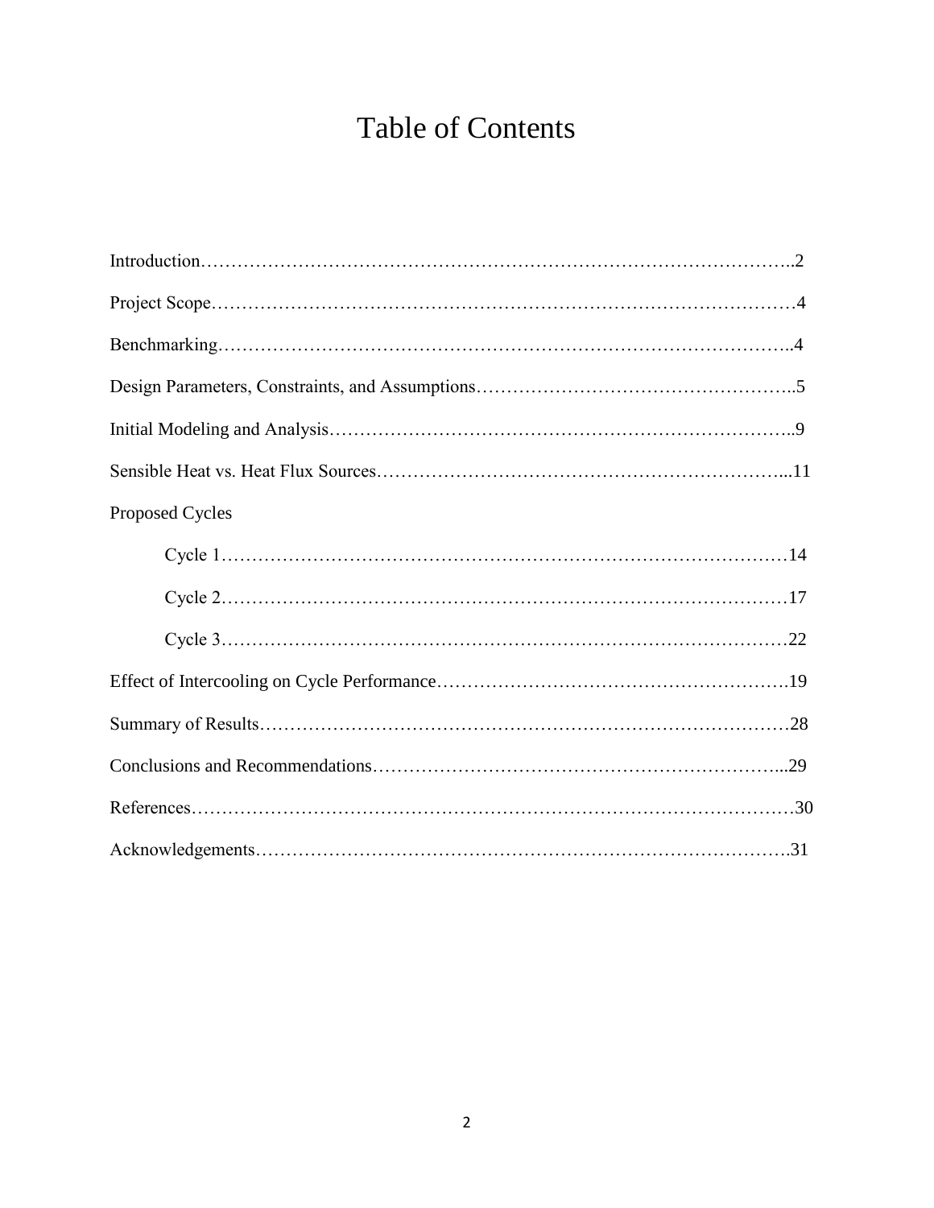# Table of Contents

Introduction……………………………………………………………………………………..2

Project Scope……………………………………………………………………………………4

Benchmarking…………………………………………………………………………………..4

Design Parameters, Constraints, and Assumptions……………………………………………..5

Initial Modeling and Analysis…………………………………………………………………..9

Sensible Heat vs. Heat Flux Sources…………………………………………………………...11

Proposed Cycles

- Cycle 1………………………………………………………………………………14
- Cycle 2………………………………………………………………………………17
- Cycle 3………………………………………………………………………………22

Effect of Intercooling on Cycle Performance………………………………………………….19

Summary of Results……………………………………………………………………………28

Conclusions and Recommendations…………………………………………………………...29

References………………………………………………………………………………………30

Acknowledgements…………………………………………………………………………….31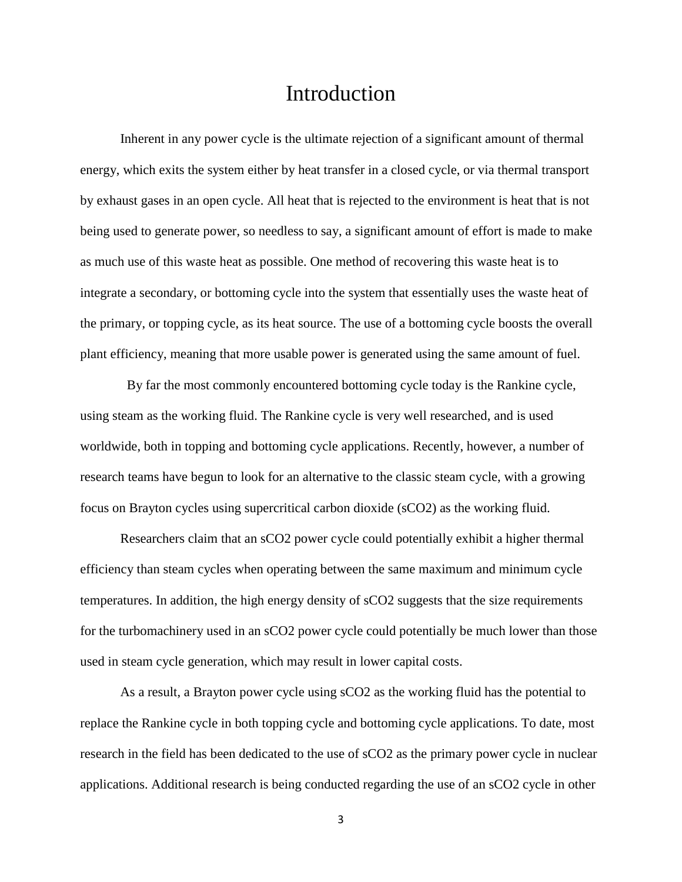# Introduction

Inherent in any power cycle is the ultimate rejection of a significant amount of thermal energy, which exits the system either by heat transfer in a closed cycle, or via thermal transport by exhaust gases in an open cycle. All heat that is rejected to the environment is heat that is not being used to generate power, so needless to say, a significant amount of effort is made to make as much use of this waste heat as possible. One method of recovering this waste heat is to integrate a secondary, or bottoming cycle into the system that essentially uses the waste heat of the primary, or topping cycle, as its heat source. The use of a bottoming cycle boosts the overall plant efficiency, meaning that more usable power is generated using the same amount of fuel.

By far the most commonly encountered bottoming cycle today is the Rankine cycle, using steam as the working fluid. The Rankine cycle is very well researched, and is used worldwide, both in topping and bottoming cycle applications. Recently, however, a number of research teams have begun to look for an alternative to the classic steam cycle, with a growing focus on Brayton cycles using supercritical carbon dioxide ($sCO_2$) as the working fluid.

Researchers claim that an $sCO_2$ power cycle could potentially exhibit a higher thermal efficiency than steam cycles when operating between the same maximum and minimum cycle temperatures. In addition, the high energy density of $sCO_2$ suggests that the size requirements for the turbomachinery used in an $sCO_2$ power cycle could potentially be much lower than those used in steam cycle generation, which may result in lower capital costs.

As a result, a Brayton power cycle using $sCO_2$ as the working fluid has the potential to replace the Rankine cycle in both topping cycle and bottoming cycle applications. To date, most research in the field has been dedicated to the use of $sCO_2$ as the primary power cycle in nuclear applications. Additional research is being conducted regarding the use of an $sCO_2$ cycle in other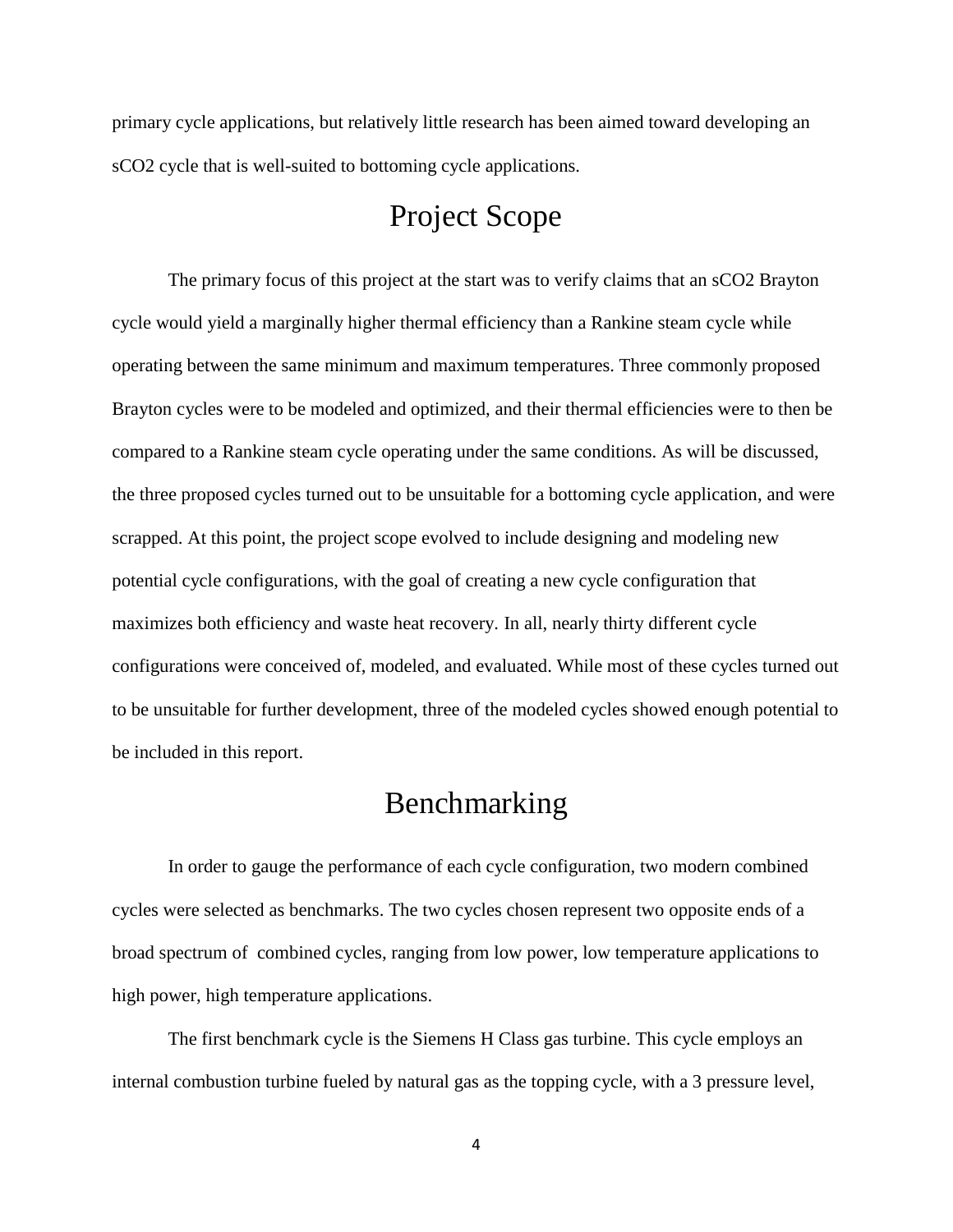primary cycle applications, but relatively little research has been aimed toward developing an sCO2 cycle that is well-suited to bottoming cycle applications.

## Project Scope

The primary focus of this project at the start was to verify claims that an sCO2 Brayton cycle would yield a marginally higher thermal efficiency than a Rankine steam cycle while operating between the same minimum and maximum temperatures. Three commonly proposed Brayton cycles were to be modeled and optimized, and their thermal efficiencies were to then be compared to a Rankine steam cycle operating under the same conditions. As will be discussed, the three proposed cycles turned out to be unsuitable for a bottoming cycle application, and were scrapped. At this point, the project scope evolved to include designing and modeling new potential cycle configurations, with the goal of creating a new cycle configuration that maximizes both efficiency and waste heat recovery. In all, nearly thirty different cycle configurations were conceived of, modeled, and evaluated. While most of these cycles turned out to be unsuitable for further development, three of the modeled cycles showed enough potential to be included in this report.

## Benchmarking

In order to gauge the performance of each cycle configuration, two modern combined cycles were selected as benchmarks. The two cycles chosen represent two opposite ends of a broad spectrum of combined cycles, ranging from low power, low temperature applications to high power, high temperature applications.

The first benchmark cycle is the Siemens H Class gas turbine. This cycle employs an internal combustion turbine fueled by natural gas as the topping cycle, with a 3 pressure level,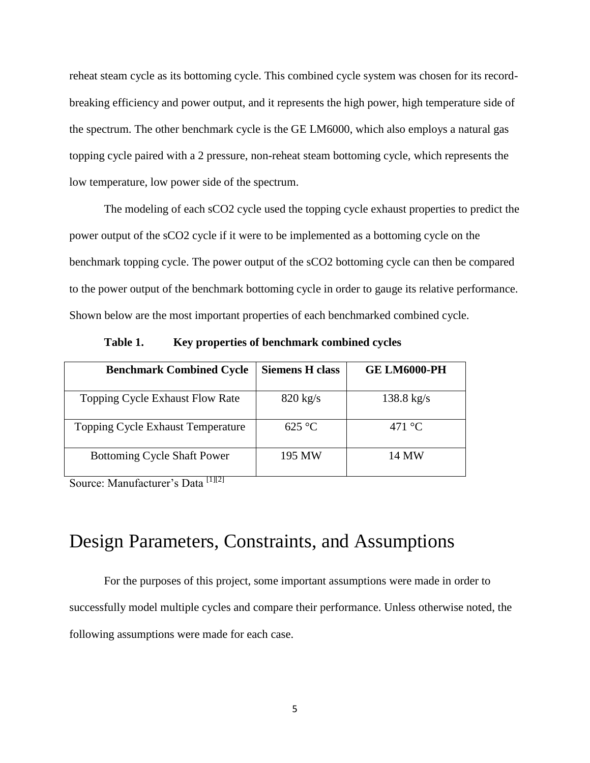reheat steam cycle as its bottoming cycle. This combined cycle system was chosen for its record-breaking efficiency and power output, and it represents the high power, high temperature side of the spectrum. The other benchmark cycle is the GE LM6000, which also employs a natural gas topping cycle paired with a 2 pressure, non-reheat steam bottoming cycle, which represents the low temperature, low power side of the spectrum.

The modeling of each sCO2 cycle used the topping cycle exhaust properties to predict the power output of the sCO2 cycle if it were to be implemented as a bottoming cycle on the benchmark topping cycle. The power output of the sCO2 bottoming cycle can then be compared to the power output of the benchmark bottoming cycle in order to gauge its relative performance. Shown below are the most important properties of each benchmarked combined cycle.

**Table 1. Key properties of benchmark combined cycles**

| Benchmark Combined Cycle | Siemens H class | GE LM6000-PH |
|---|---|---|
| Topping Cycle Exhaust Flow Rate | 820 kg/s | 138.8 kg/s |
| Topping Cycle Exhaust Temperature | 625 °C | 471 °C |
| Bottoming Cycle Shaft Power | 195 MW | 14 MW |

Source: Manufacturer's Data [1][2]

# Design Parameters, Constraints, and Assumptions

For the purposes of this project, some important assumptions were made in order to successfully model multiple cycles and compare their performance. Unless otherwise noted, the following assumptions were made for each case.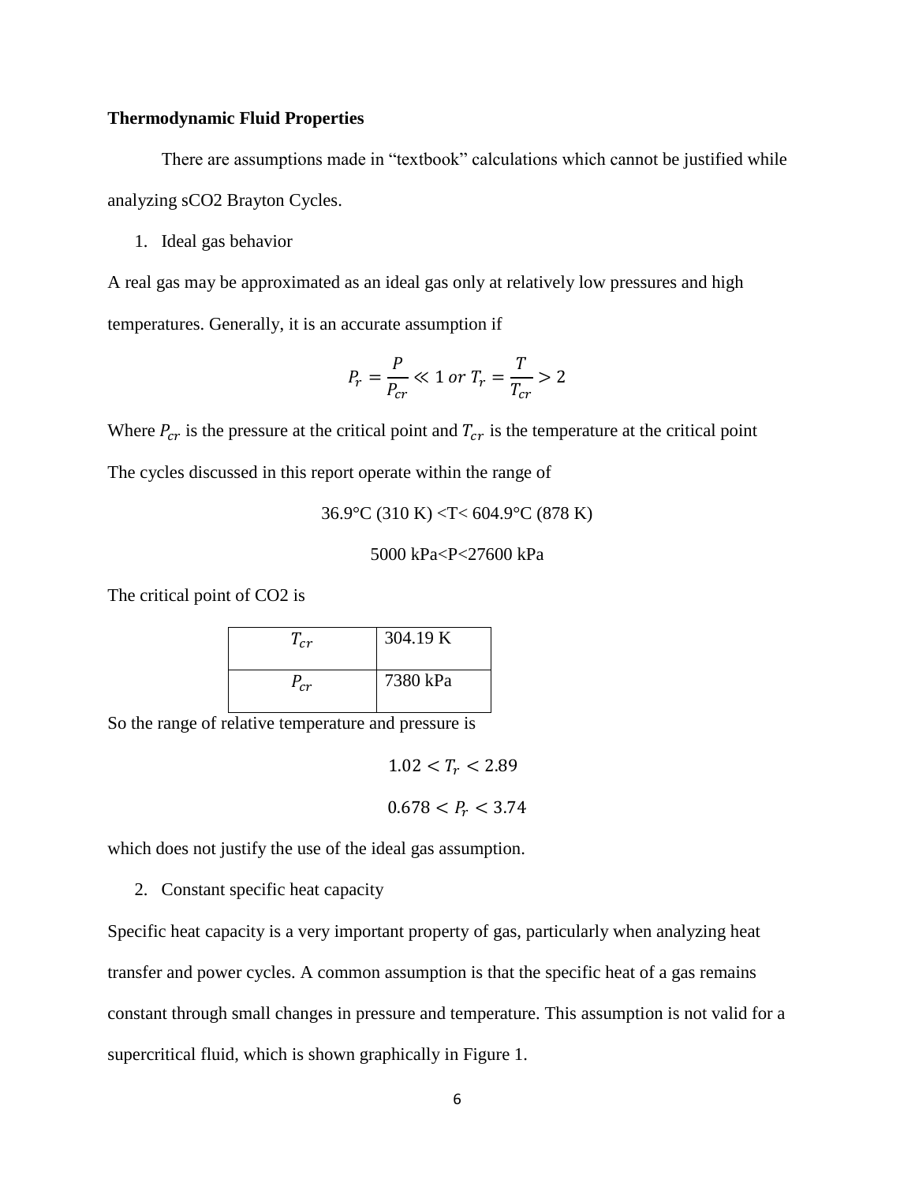**Thermodynamic Fluid Properties**

There are assumptions made in "textbook" calculations which cannot be justified while analyzing sCO2 Brayton Cycles.

1. Ideal gas behavior

A real gas may be approximated as an ideal gas only at relatively low pressures and high temperatures. Generally, it is an accurate assumption if

$$P_r = \frac{P}{P_{cr}} \ll 1 \text{ or } T_r = \frac{T}{T_{cr}} > 2$$

Where $P_{cr}$ is the pressure at the critical point and $T_{cr}$ is the temperature at the critical point

The cycles discussed in this report operate within the range of

36.9°C (310 K) <T< 604.9°C (878 K)

5000 kPa<P<27600 kPa

The critical point of CO2 is

| | |
|---|---|
| $T_{cr}$ | 304.19 K |
| $P_{cr}$ | 7380 kPa |

So the range of relative temperature and pressure is

$$1.02 < T_r < 2.89$$

$$0.678 < P_r < 3.74$$

which does not justify the use of the ideal gas assumption.

2. Constant specific heat capacity

Specific heat capacity is a very important property of gas, particularly when analyzing heat transfer and power cycles. A common assumption is that the specific heat of a gas remains constant through small changes in pressure and temperature. This assumption is not valid for a supercritical fluid, which is shown graphically in Figure 1.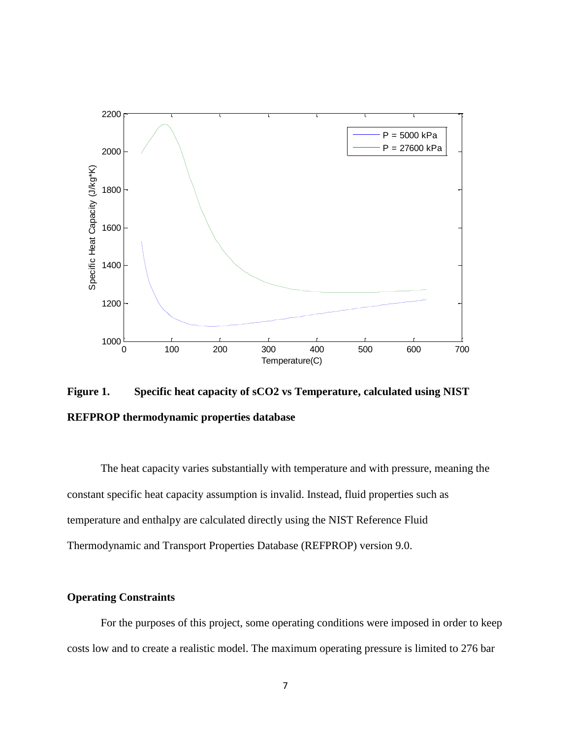**Figure 1. Specific heat capacity of sCO2 vs Temperature, calculated using NIST REFPROP thermodynamic properties database**

The heat capacity varies substantially with temperature and with pressure, meaning the constant specific heat capacity assumption is invalid. Instead, fluid properties such as temperature and enthalpy are calculated directly using the NIST Reference Fluid Thermodynamic and Transport Properties Database (REFPROP) version 9.0.

### Operating Constraints

For the purposes of this project, some operating conditions were imposed in order to keep costs low and to create a realistic model. The maximum operating pressure is limited to 276 bar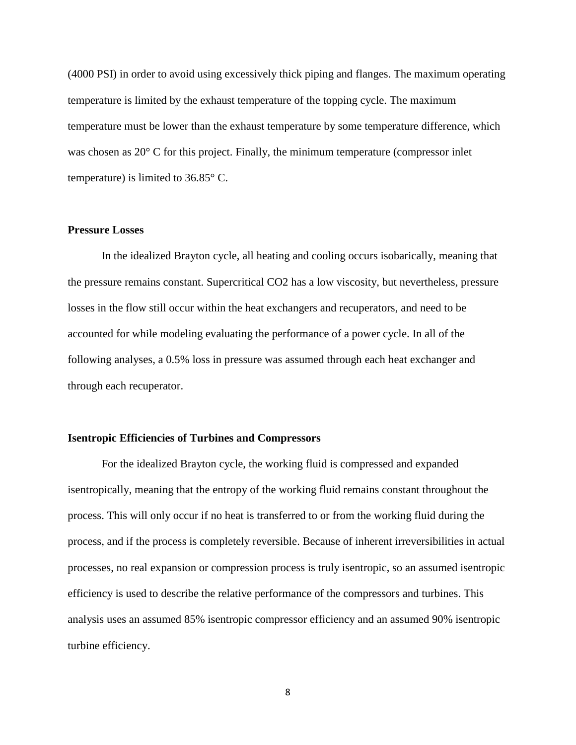(4000 PSI) in order to avoid using excessively thick piping and flanges. The maximum operating temperature is limited by the exhaust temperature of the topping cycle. The maximum temperature must be lower than the exhaust temperature by some temperature difference, which was chosen as 20° C for this project. Finally, the minimum temperature (compressor inlet temperature) is limited to 36.85° C.

**Pressure Losses**

In the idealized Brayton cycle, all heating and cooling occurs isobarically, meaning that the pressure remains constant. Supercritical $CO_2$ has a low viscosity, but nevertheless, pressure losses in the flow still occur within the heat exchangers and recuperators, and need to be accounted for while modeling evaluating the performance of a power cycle. In all of the following analyses, a 0.5% loss in pressure was assumed through each heat exchanger and through each recuperator.

**Isentropic Efficiencies of Turbines and Compressors**

For the idealized Brayton cycle, the working fluid is compressed and expanded isentropically, meaning that the entropy of the working fluid remains constant throughout the process. This will only occur if no heat is transferred to or from the working fluid during the process, and if the process is completely reversible. Because of inherent irreversibilities in actual processes, no real expansion or compression process is truly isentropic, so an assumed isentropic efficiency is used to describe the relative performance of the compressors and turbines. This analysis uses an assumed 85% isentropic compressor efficiency and an assumed 90% isentropic turbine efficiency.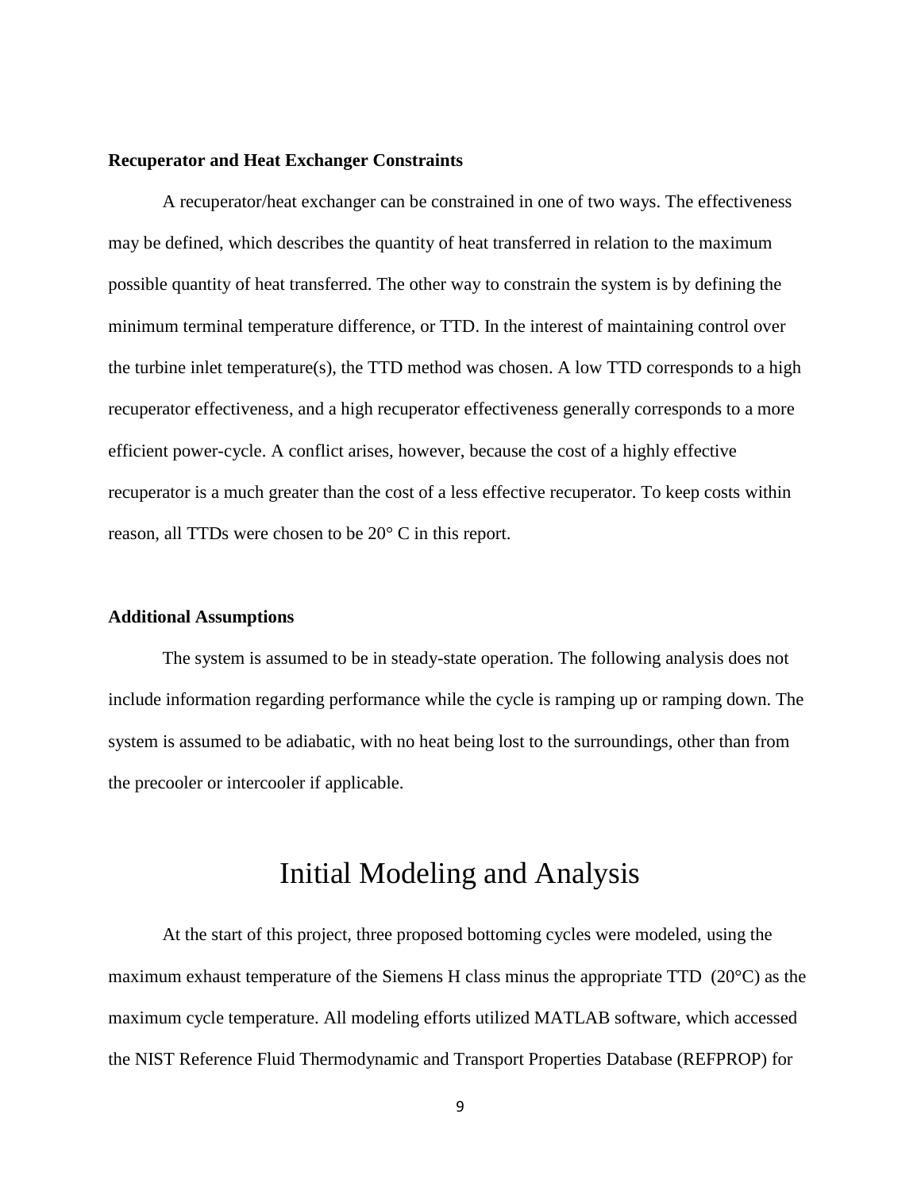### Recuperator and Heat Exchanger Constraints

A recuperator/heat exchanger can be constrained in one of two ways. The effectiveness may be defined, which describes the quantity of heat transferred in relation to the maximum possible quantity of heat transferred. The other way to constrain the system is by defining the minimum terminal temperature difference, or TTD. In the interest of maintaining control over the turbine inlet temperature(s), the TTD method was chosen. A low TTD corresponds to a high recuperator effectiveness, and a high recuperator effectiveness generally corresponds to a more efficient power-cycle. A conflict arises, however, because the cost of a highly effective recuperator is a much greater than the cost of a less effective recuperator. To keep costs within reason, all TTDs were chosen to be 20° C in this report.

### Additional Assumptions

The system is assumed to be in steady-state operation. The following analysis does not include information regarding performance while the cycle is ramping up or ramping down. The system is assumed to be adiabatic, with no heat being lost to the surroundings, other than from the precooler or intercooler if applicable.

# Initial Modeling and Analysis

At the start of this project, three proposed bottoming cycles were modeled, using the maximum exhaust temperature of the Siemens H class minus the appropriate TTD (20°C) as the maximum cycle temperature. All modeling efforts utilized MATLAB software, which accessed the NIST Reference Fluid Thermodynamic and Transport Properties Database (REFPROP) for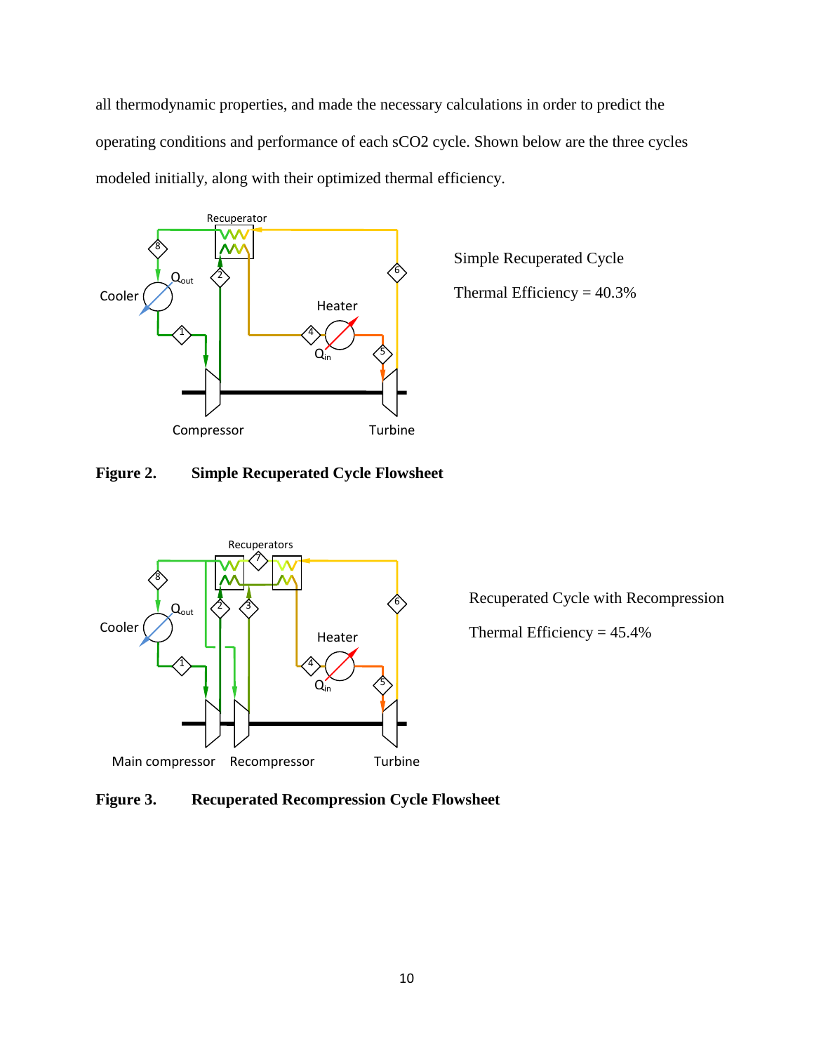all thermodynamic properties, and made the necessary calculations in order to predict the operating conditions and performance of each sCO2 cycle. Shown below are the three cycles modeled initially, along with their optimized thermal efficiency.

Simple Recuperated Cycle

Thermal Efficiency = 40.3%

**Figure 2.** **Simple Recuperated Cycle Flowsheet**

Recuperated Cycle with Recompression

Thermal Efficiency = 45.4%

**Figure 3.** **Recuperated Recompression Cycle Flowsheet**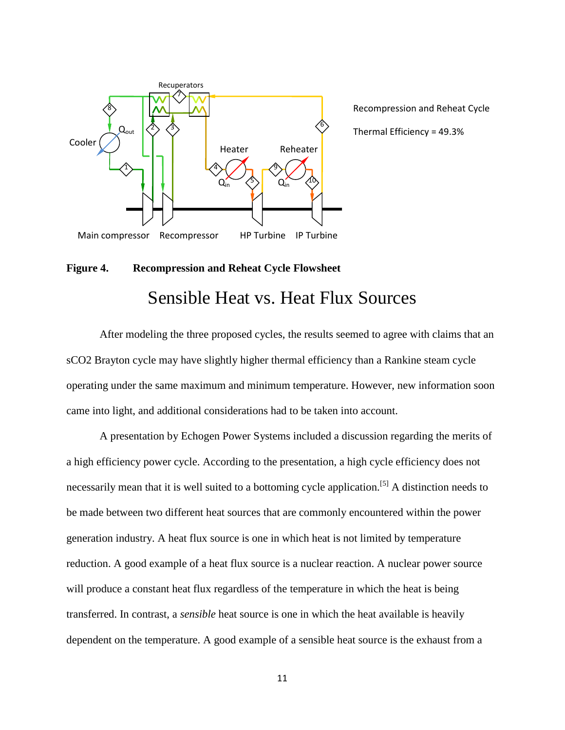**Figure 4. Recombination and Reheat Cycle Flowsheet**

# Sensible Heat vs. Heat Flux Sources

After modeling the three proposed cycles, the results seemed to agree with claims that an sCO2 Brayton cycle may have slightly higher thermal efficiency than a Rankine steam cycle operating under the same maximum and minimum temperature. However, new information soon came into light, and additional considerations had to be taken into account.

A presentation by Echogen Power Systems included a discussion regarding the merits of a high efficiency power cycle. According to the presentation, a high cycle efficiency does not necessarily mean that it is well suited to a bottoming cycle application.[5] A distinction needs to be made between two different heat sources that are commonly encountered within the power generation industry. A heat flux source is one in which heat is not limited by temperature reduction. A good example of a heat flux source is a nuclear reaction. A nuclear power source will produce a constant heat flux regardless of the temperature in which the heat is being transferred. In contrast, a *sensible* heat source is one in which the heat available is heavily dependent on the temperature. A good example of a sensible heat source is the exhaust from a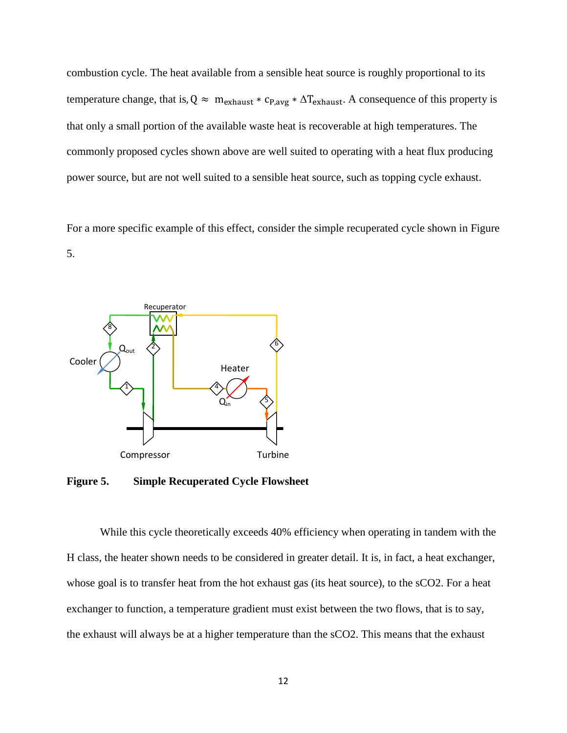combustion cycle. The heat available from a sensible heat source is roughly proportional to its temperature change, that is, $Q \approx m_{exhaust} * c_{P,avg} * \Delta T_{exhaust}$. A consequence of this property is that only a small portion of the available waste heat is recoverable at high temperatures. The commonly proposed cycles shown above are well suited to operating with a heat flux producing power source, but are not well suited to a sensible heat source, such as topping cycle exhaust.

For a more specific example of this effect, consider the simple recuperated cycle shown in Figure 5.

**Figure 5. Simple Recuperated Cycle Flowsheet**

While this cycle theoretically exceeds 40% efficiency when operating in tandem with the H class, the heater shown needs to be considered in greater detail. It is, in fact, a heat exchanger, whose goal is to transfer heat from the hot exhaust gas (its heat source), to the sCO2. For a heat exchanger to function, a temperature gradient must exist between the two flows, that is to say, the exhaust will always be at a higher temperature than the sCO2. This means that the exhaust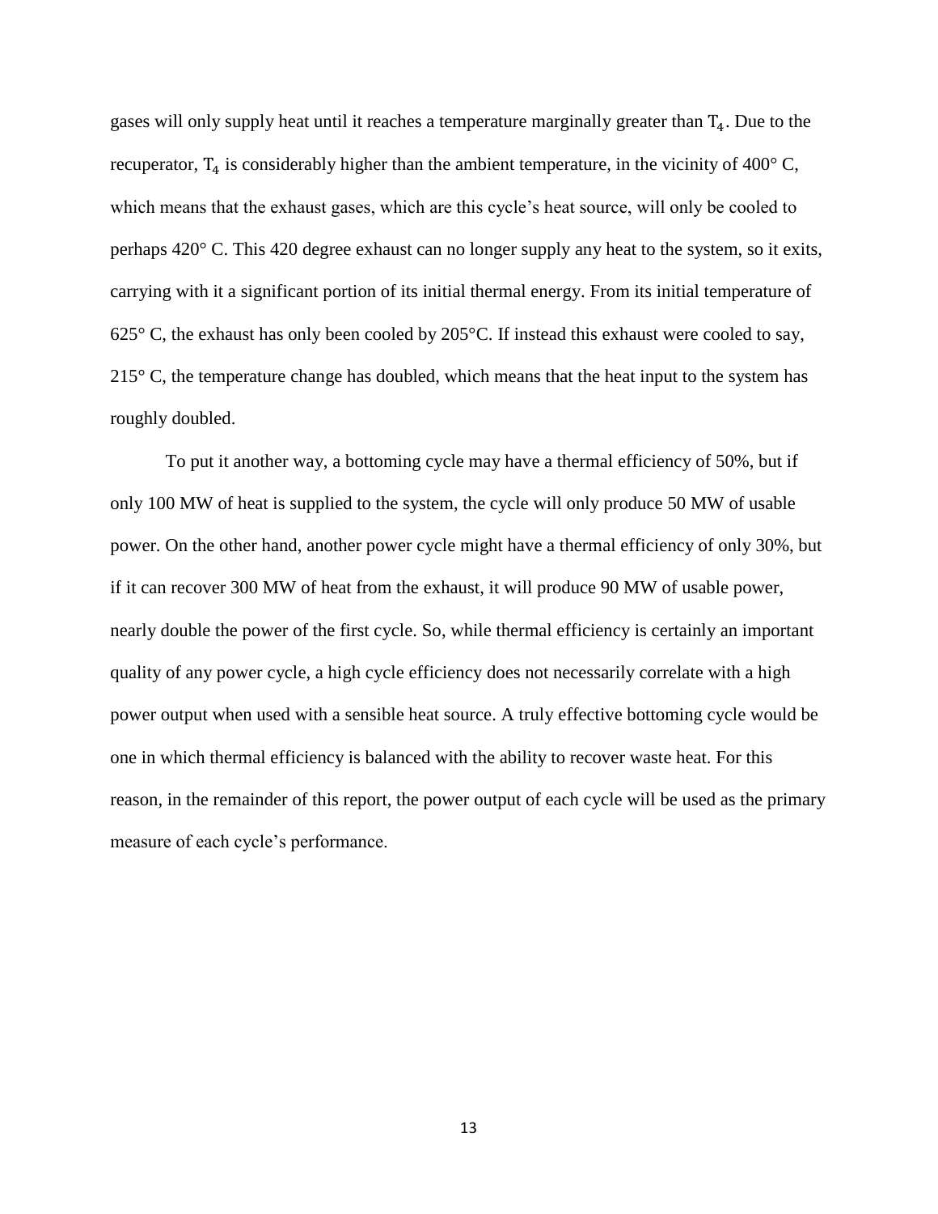gases will only supply heat until it reaches a temperature marginally greater than $T_4$. Due to the recuperator, $T_4$ is considerably higher than the ambient temperature, in the vicinity of 400° C, which means that the exhaust gases, which are this cycle's heat source, will only be cooled to perhaps 420° C. This 420 degree exhaust can no longer supply any heat to the system, so it exits, carrying with it a significant portion of its initial thermal energy. From its initial temperature of 625° C, the exhaust has only been cooled by 205°C. If instead this exhaust were cooled to say, 215° C, the temperature change has doubled, which means that the heat input to the system has roughly doubled.

To put it another way, a bottoming cycle may have a thermal efficiency of 50%, but if only 100 MW of heat is supplied to the system, the cycle will only produce 50 MW of usable power. On the other hand, another power cycle might have a thermal efficiency of only 30%, but if it can recover 300 MW of heat from the exhaust, it will produce 90 MW of usable power, nearly double the power of the first cycle. So, while thermal efficiency is certainly an important quality of any power cycle, a high cycle efficiency does not necessarily correlate with a high power output when used with a sensible heat source. A truly effective bottoming cycle would be one in which thermal efficiency is balanced with the ability to recover waste heat. For this reason, in the remainder of this report, the power output of each cycle will be used as the primary measure of each cycle's performance.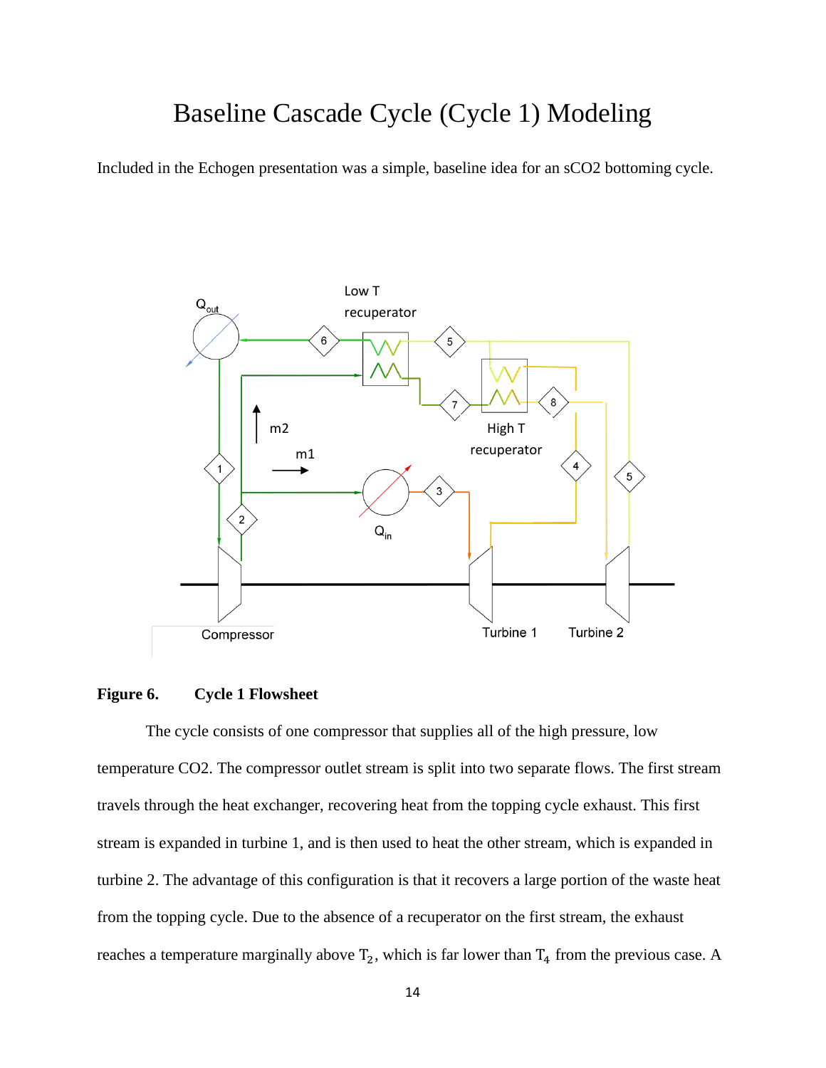# Baseline Cascade Cycle (Cycle 1) Modeling

Included in the Echogen presentation was a simple, baseline idea for an sCO2 bottoming cycle.

**Figure 6. Cycle 1 Flowsheet**

The cycle consists of one compressor that supplies all of the high pressure, low temperature CO2. The compressor outlet stream is split into two separate flows. The first stream travels through the heat exchanger, recovering heat from the topping cycle exhaust. This first stream is expanded in turbine 1, and is then used to heat the other stream, which is expanded in turbine 2. The advantage of this configuration is that it recovers a large portion of the waste heat from the topping cycle. Due to the absence of a recuperator on the first stream, the exhaust reaches a temperature marginally above $T_2$, which is far lower than $T_4$ from the previous case. A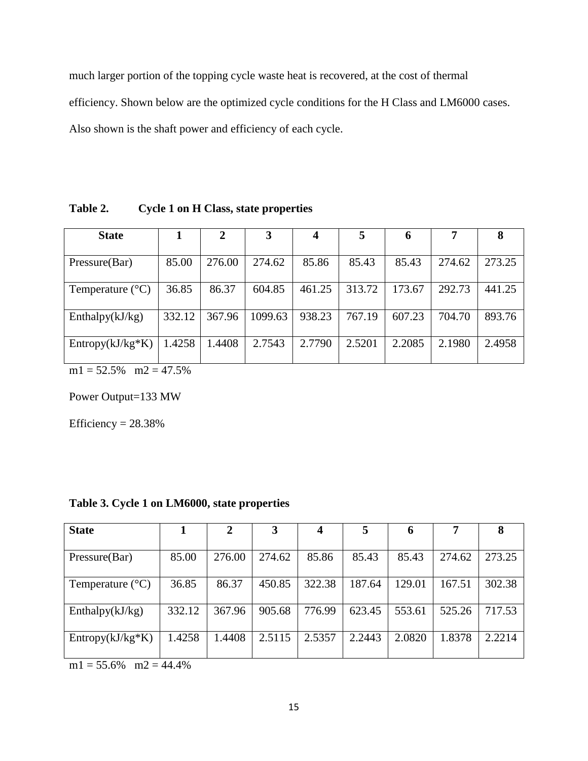much larger portion of the topping cycle waste heat is recovered, at the cost of thermal efficiency. Shown below are the optimized cycle conditions for the H Class and LM6000 cases. Also shown is the shaft power and efficiency of each cycle.

**Table 2. Cycle 1 on H Class, state properties**

| State | 1 | 2 | 3 | 4 | 5 | 6 | 7 | 8 |
|---|---|---|---|---|---|---|---|---|
| Pressure(Bar) | 85.00 | 276.00 | 274.62 | 85.86 | 85.43 | 85.43 | 274.62 | 273.25 |
| Temperature (°C) | 36.85 | 86.37 | 604.85 | 461.25 | 313.72 | 173.67 | 292.73 | 441.25 |
| Enthalpy(kJ/kg) | 332.12 | 367.96 | 1099.63 | 938.23 | 767.19 | 607.23 | 704.70 | 893.76 |
| Entropy(kJ/kg*K) | 1.4258 | 1.4408 | 2.7543 | 2.7790 | 2.5201 | 2.2085 | 2.1980 | 2.4958 |

$m_1$ = 52.5%   $m_2$ = 47.5%

Power Output=133 MW

Efficiency = 28.38%

**Table 3. Cycle 1 on LM6000, state properties**

| State | 1 | 2 | 3 | 4 | 5 | 6 | 7 | 8 |
|---|---|---|---|---|---|---|---|---|
| Pressure(Bar) | 85.00 | 276.00 | 274.62 | 85.86 | 85.43 | 85.43 | 274.62 | 273.25 |
| Temperature (°C) | 36.85 | 86.37 | 450.85 | 322.38 | 187.64 | 129.01 | 167.51 | 302.38 |
| Enthalpy(kJ/kg) | 332.12 | 367.96 | 905.68 | 776.99 | 623.45 | 553.61 | 525.26 | 717.53 |
| Entropy(kJ/kg*K) | 1.4258 | 1.4408 | 2.5115 | 2.5357 | 2.2443 | 2.0820 | 1.8378 | 2.2214 |

$m_1$ = 55.6%   $m_2$ = 44.4%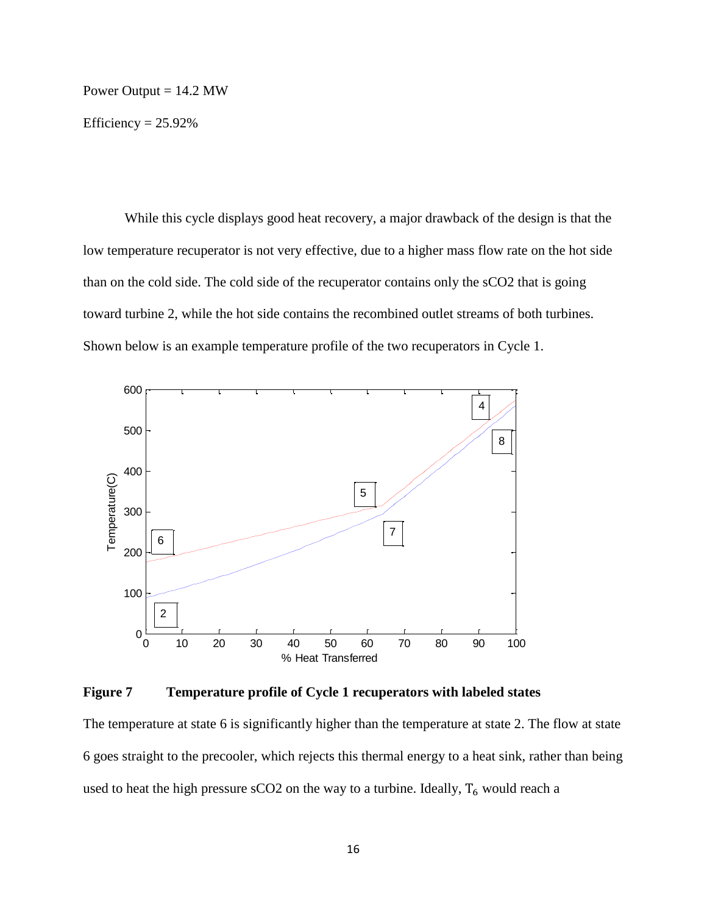Power Output = 14.2 MW

Efficiency = 25.92%

While this cycle displays good heat recovery, a major drawback of the design is that the low temperature recuperator is not very effective, due to a higher mass flow rate on the hot side than on the cold side. The cold side of the recuperator contains only the sCO2 that is going toward turbine 2, while the hot side contains the recombined outlet streams of both turbines. Shown below is an example temperature profile of the two recuperators in Cycle 1.

**Figure 7 Temperature profile of Cycle 1 recuperators with labeled states**

The temperature at state 6 is significantly higher than the temperature at state 2. The flow at state 6 goes straight to the precooler, which rejects this thermal energy to a heat sink, rather than being used to heat the high pressure sCO2 on the way to a turbine. Ideally, $T_6$ would reach a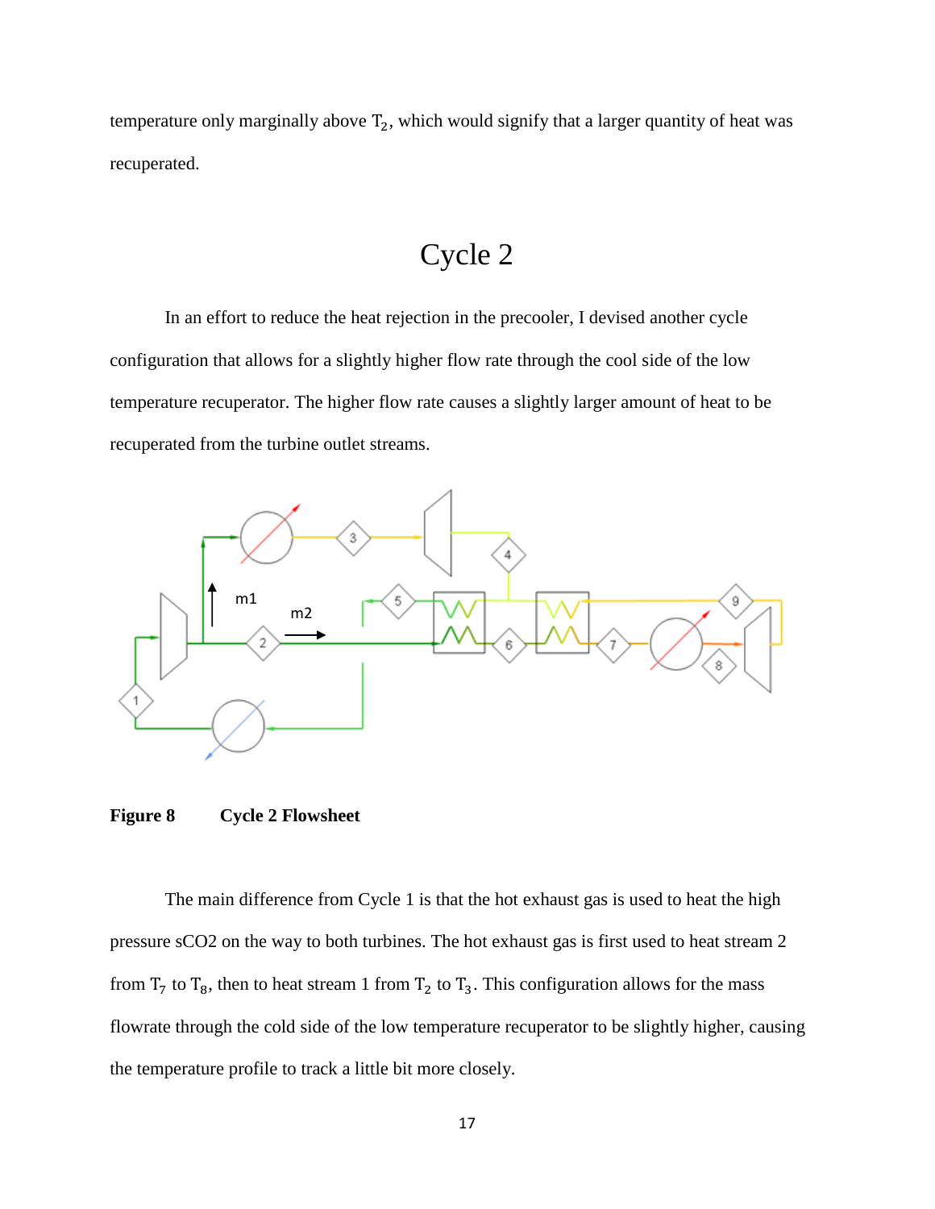temperature only marginally above $T_2$, which would signify that a larger quantity of heat was recuperated.

# Cycle 2

In an effort to reduce the heat rejection in the precooler, I devised another cycle configuration that allows for a slightly higher flow rate through the cool side of the low temperature recuperator. The higher flow rate causes a slightly larger amount of heat to be recuperated from the turbine outlet streams.

**Figure 8** **Cycle 2 Flowsheet**

The main difference from Cycle 1 is that the hot exhaust gas is used to heat the high pressure sCO2 on the way to both turbines. The hot exhaust gas is first used to heat stream 2 from $T_7$ to $T_8$, then to heat stream 1 from $T_2$ to $T_3$. This configuration allows for the mass flowrate through the cold side of the low temperature recuperator to be slightly higher, causing the temperature profile to track a little bit more closely.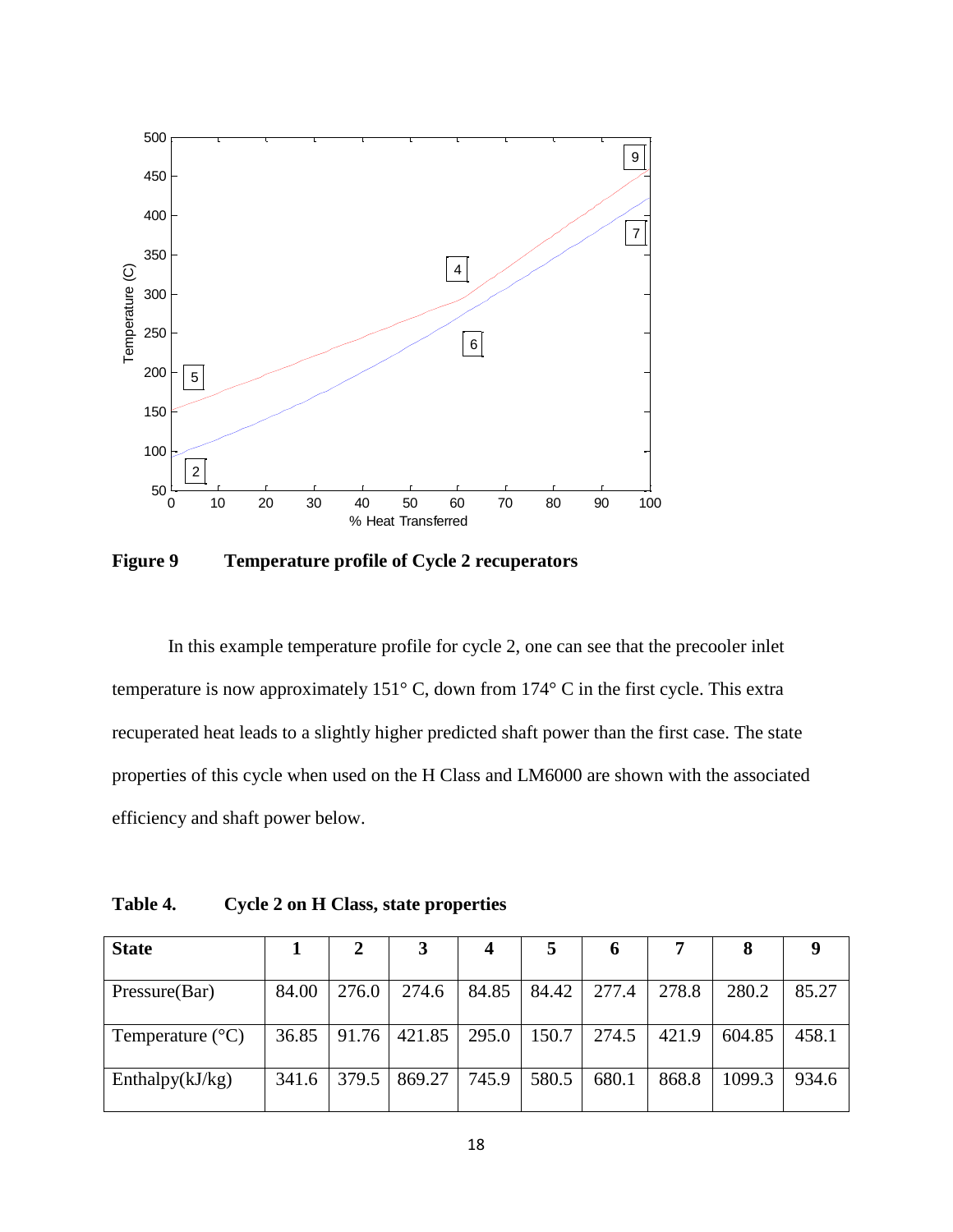**Figure 9 Temperature profile of Cycle 2 recuperators**

In this example temperature profile for cycle 2, one can see that the precooler inlet temperature is now approximately 151° C, down from 174° C in the first cycle. This extra recuperated heat leads to a slightly higher predicted shaft power than the first case. The state properties of this cycle when used on the H Class and LM6000 are shown with the associated efficiency and shaft power below.

**Table 4. Cycle 2 on H Class, state properties**

| State | 1 | 2 | 3 | 4 | 5 | 6 | 7 | 8 | 9 |
|---|---|---|---|---|---|---|---|---|---|
| Pressure(Bar) | 84.00 | 276.0 | 274.6 | 84.85 | 84.42 | 277.4 | 278.8 | 280.2 | 85.27 |
| Temperature (°C) | 36.85 | 91.76 | 421.85 | 295.0 | 150.7 | 274.5 | 421.9 | 604.85 | 458.1 |
| Enthalpy(kJ/kg) | 341.6 | 379.5 | 869.27 | 745.9 | 580.5 | 680.1 | 868.8 | 1099.3 | 934.6 |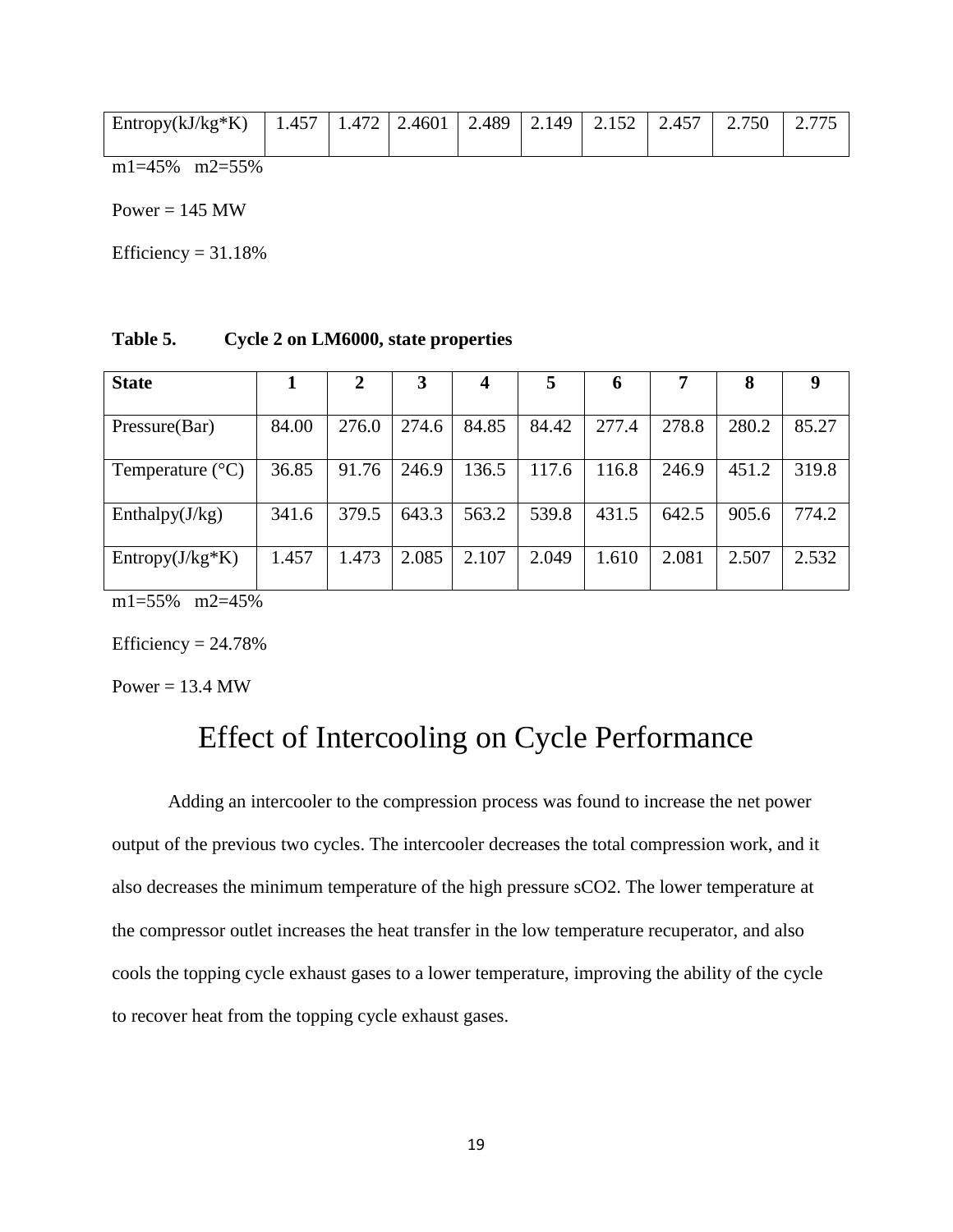| Entropy(kJ/kg*K) | 1.457 | 1.472 | 2.4601 | 2.489 | 2.149 | 2.152 | 2.457 | 2.750 | 2.775 |
|---|---|---|---|---|---|---|---|---|---|

m1=45%   m2=55%

Power = 145 MW

Efficiency = 31.18%

**Table 5. Cycle 2 on LM6000, state properties**

| **State** | **1** | **2** | **3** | **4** | **5** | **6** | **7** | **8** | **9** |
|---|---|---|---|---|---|---|---|---|---|
| Pressure(Bar) | 84.00 | 276.0 | 274.6 | 84.85 | 84.42 | 277.4 | 278.8 | 280.2 | 85.27 |
| Temperature (°C) | 36.85 | 91.76 | 246.9 | 136.5 | 117.6 | 116.8 | 246.9 | 451.2 | 319.8 |
| Enthalpy(J/kg) | 341.6 | 379.5 | 643.3 | 563.2 | 539.8 | 431.5 | 642.5 | 905.6 | 774.2 |
| Entropy(J/kg*K) | 1.457 | 1.473 | 2.085 | 2.107 | 2.049 | 1.610 | 2.081 | 2.507 | 2.532 |

m1=55%   m2=45%

Efficiency = 24.78%

Power = 13.4 MW

# Effect of Intercooling on Cycle Performance

Adding an intercooler to the compression process was found to increase the net power output of the previous two cycles. The intercooler decreases the total compression work, and it also decreases the minimum temperature of the high pressure sCO2. The lower temperature at the compressor outlet increases the heat transfer in the low temperature recuperator, and also cools the topping cycle exhaust gases to a lower temperature, improving the ability of the cycle to recover heat from the topping cycle exhaust gases.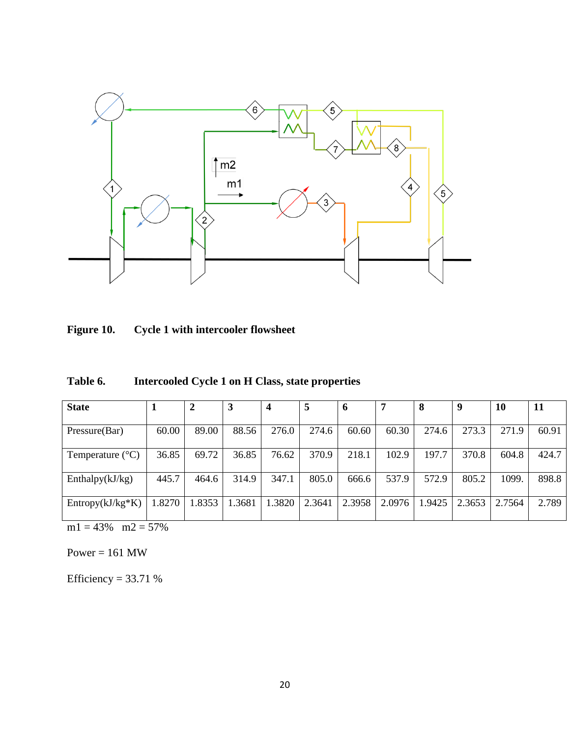**Figure 10.** **Cycle 1 with intercooler flowsheet**

**Table 6.** **Intercooled Cycle 1 on H Class, state properties**

| State | 1 | 2 | 3 | 4 | 5 | 6 | 7 | 8 | 9 | 10 | 11 |
|---|---|---|---|---|---|---|---|---|---|---|---|
| Pressure(Bar) | 60.00 | 89.00 | 88.56 | 276.0 | 274.6 | 60.60 | 60.30 | 274.6 | 273.3 | 271.9 | 60.91 |
| Temperature (°C) | 36.85 | 69.72 | 36.85 | 76.62 | 370.9 | 218.1 | 102.9 | 197.7 | 370.8 | 604.8 | 424.7 |
| Enthalpy(kJ/kg) | 445.7 | 464.6 | 314.9 | 347.1 | 805.0 | 666.6 | 537.9 | 572.9 | 805.2 | 1099. | 898.8 |
| Entropy(kJ/kg*K) | 1.8270 | 1.8353 | 1.3681 | 1.3820 | 2.3641 | 2.3958 | 2.0976 | 1.9425 | 2.3653 | 2.7564 | 2.789 |

m1 = 43%   m2 = 57%

Power = 161 MW

Efficiency = 33.71 %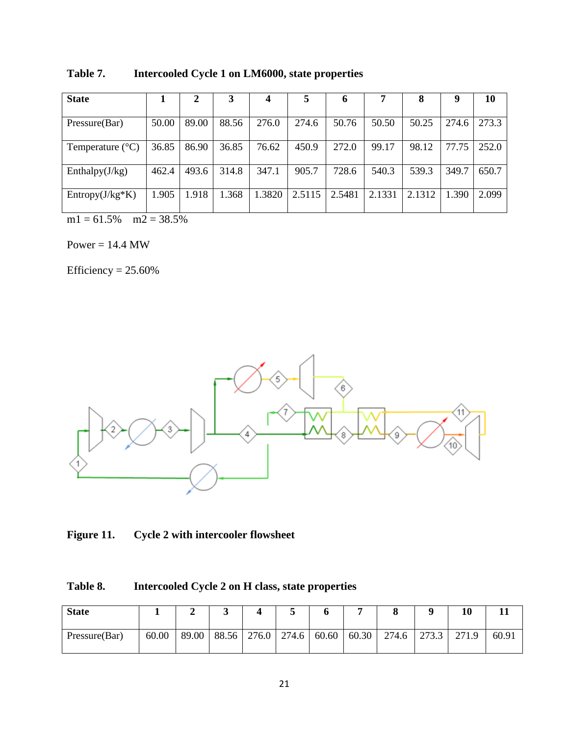**Table 7.** **Intercooled Cycle 1 on LM6000, state properties**

| State | 1 | 2 | 3 | 4 | 5 | 6 | 7 | 8 | 9 | 10 |
|---|---|---|---|---|---|---|---|---|---|---|
| Pressure(Bar) | 50.00 | 89.00 | 88.56 | 276.0 | 274.6 | 50.76 | 50.50 | 50.25 | 274.6 | 273.3 |
| Temperature (°C) | 36.85 | 86.90 | 36.85 | 76.62 | 450.9 | 272.0 | 99.17 | 98.12 | 77.75 | 252.0 |
| Enthalpy(J/kg) | 462.4 | 493.6 | 314.8 | 347.1 | 905.7 | 728.6 | 540.3 | 539.3 | 349.7 | 650.7 |
| Entropy(J/kg*K) | 1.905 | 1.918 | 1.368 | 1.3820 | 2.5115 | 2.5481 | 2.1331 | 2.1312 | 1.390 | 2.099 |

$m1 = 61.5\%$ $m2 = 38.5\%$

Power = 14.4 MW

Efficiency = 25.60%

**Figure 11.** **Cycle 2 with intercooler flowsheet**

**Table 8.** **Intercooled Cycle 2 on H class, state properties**

| State | 1 | 2 | 3 | 4 | 5 | 6 | 7 | 8 | 9 | 10 | 11 |
|---|---|---|---|---|---|---|---|---|---|---|---|
| Pressure(Bar) | 60.00 | 89.00 | 88.56 | 276.0 | 274.6 | 60.60 | 60.30 | 274.6 | 273.3 | 271.9 | 60.91 |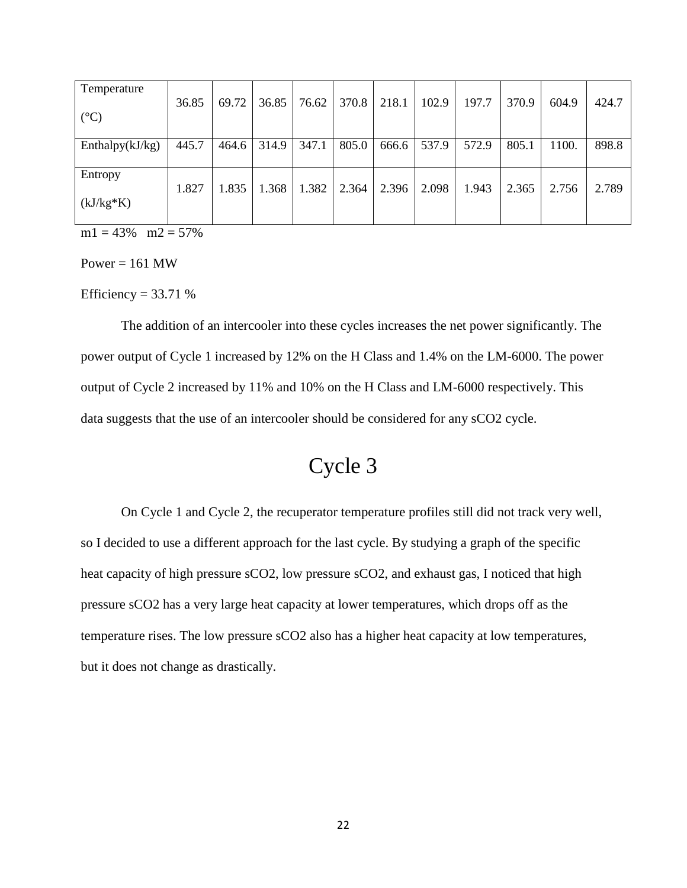| Temperature (°C) | 36.85 | 69.72 | 36.85 | 76.62 | 370.8 | 218.1 | 102.9 | 197.7 | 370.9 | 604.9 | 424.7 |
|---|---|---|---|---|---|---|---|---|---|---|---|
| Enthalpy(kJ/kg) | 445.7 | 464.6 | 314.9 | 347.1 | 805.0 | 666.6 | 537.9 | 572.9 | 805.1 | 1100. | 898.8 |
| Entropy (kJ/kg*K) | 1.827 | 1.835 | 1.368 | 1.382 | 2.364 | 2.396 | 2.098 | 1.943 | 2.365 | 2.756 | 2.789 |

$m1 = 43\%$   $m2 = 57\%$

Power = 161 MW

Efficiency = 33.71 %

The addition of an intercooler into these cycles increases the net power significantly. The power output of Cycle 1 increased by 12% on the H Class and 1.4% on the LM-6000. The power output of Cycle 2 increased by 11% and 10% on the H Class and LM-6000 respectively. This data suggests that the use of an intercooler should be considered for any $sCO_2$ cycle.

# Cycle 3

On Cycle 1 and Cycle 2, the recuperator temperature profiles still did not track very well, so I decided to use a different approach for the last cycle. By studying a graph of the specific heat capacity of high pressure $sCO_2$, low pressure $sCO_2$, and exhaust gas, I noticed that high pressure $sCO_2$ has a very large heat capacity at lower temperatures, which drops off as the temperature rises. The low pressure $sCO_2$ also has a higher heat capacity at low temperatures, but it does not change as drastically.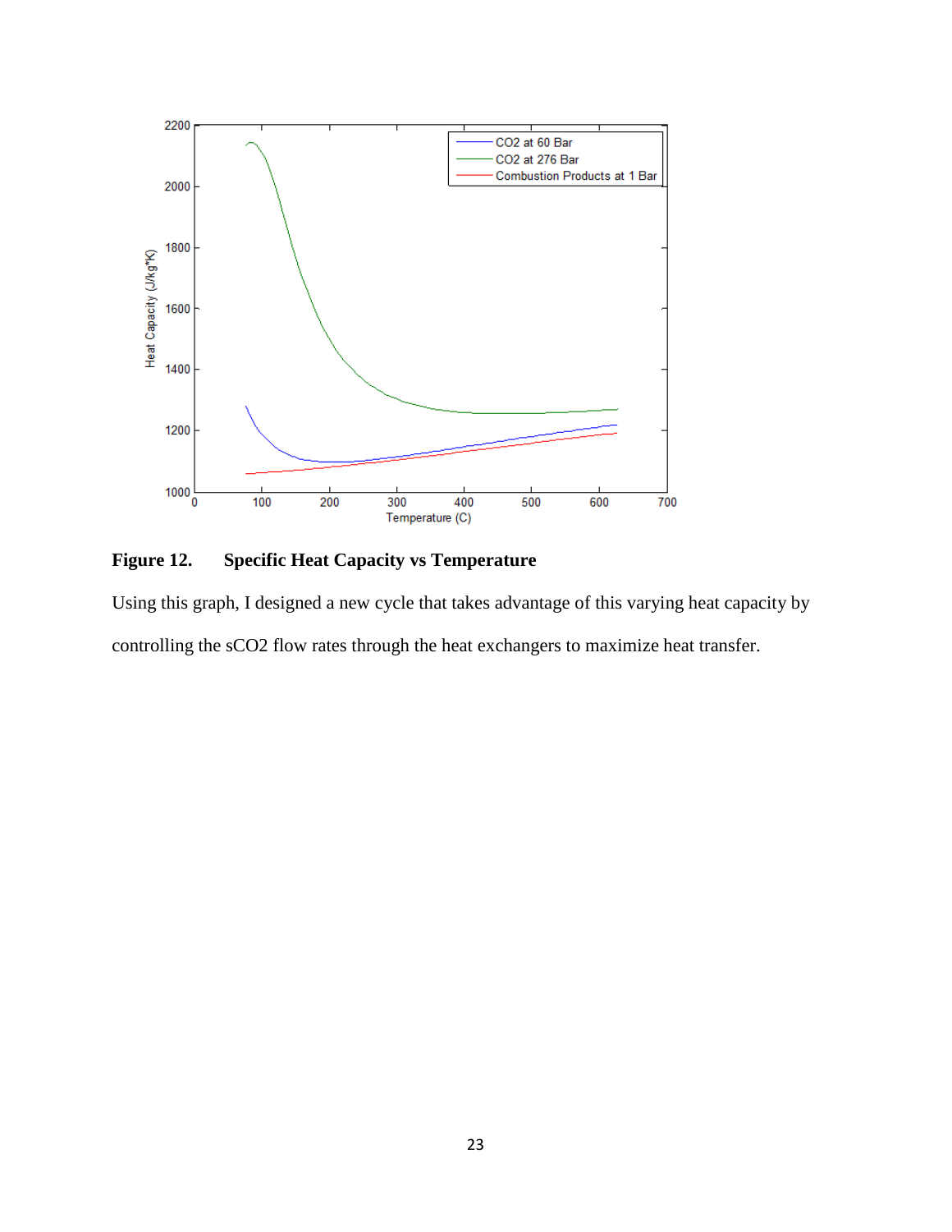**Figure 12. Specific Heat Capacity vs Temperature**

Using this graph, I designed a new cycle that takes advantage of this varying heat capacity by controlling the $sCO_2$ flow rates through the heat exchangers to maximize heat transfer.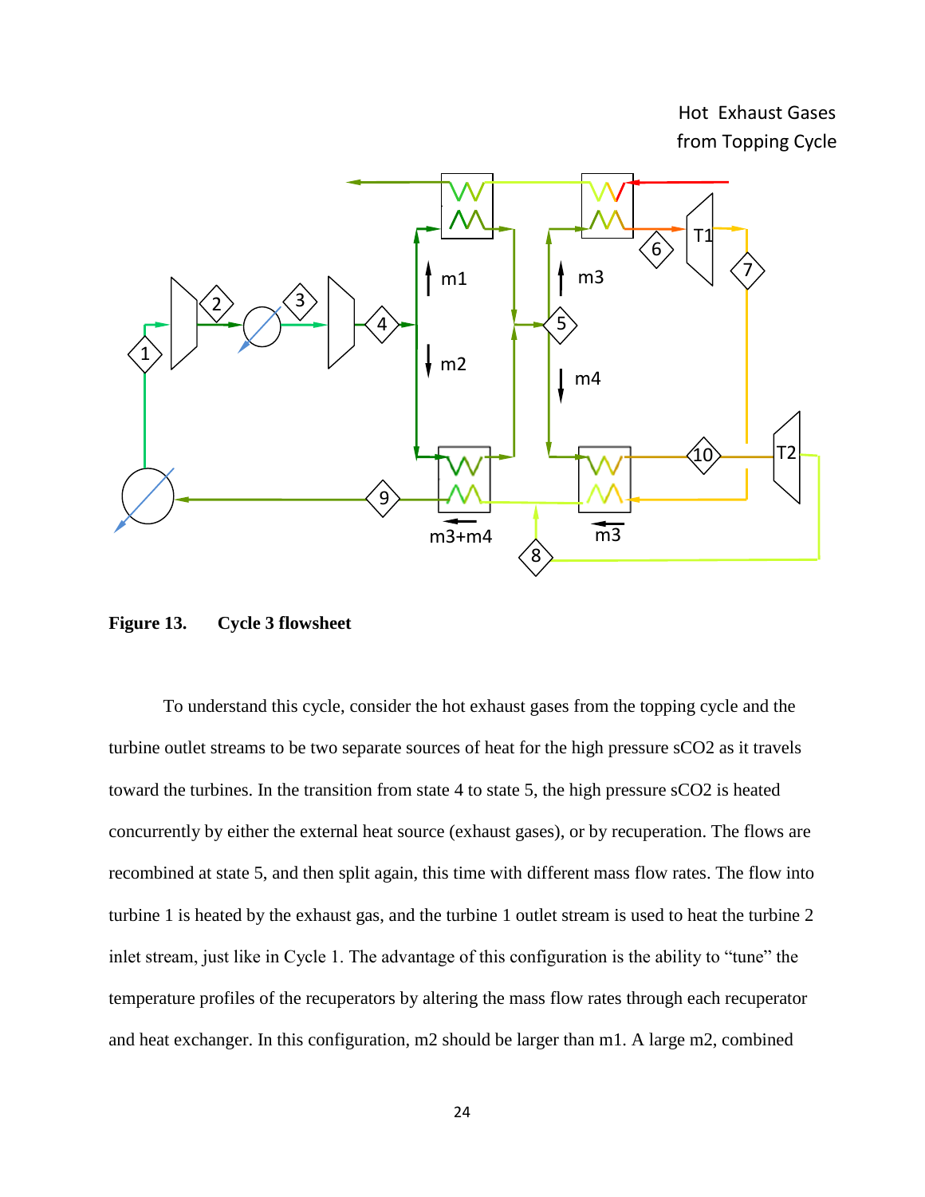**Figure 13.** **Cycle 3 flowsheet**

To understand this cycle, consider the hot exhaust gases from the topping cycle and the turbine outlet streams to be two separate sources of heat for the high pressure sCO2 as it travels toward the turbines. In the transition from state 4 to state 5, the high pressure sCO2 is heated concurrently by either the external heat source (exhaust gases), or by recuperation. The flows are recombined at state 5, and then split again, this time with different mass flow rates. The flow into turbine 1 is heated by the exhaust gas, and the turbine 1 outlet stream is used to heat the turbine 2 inlet stream, just like in Cycle 1. The advantage of this configuration is the ability to "tune" the temperature profiles of the recuperators by altering the mass flow rates through each recuperator and heat exchanger. In this configuration, m2 should be larger than m1. A large m2, combined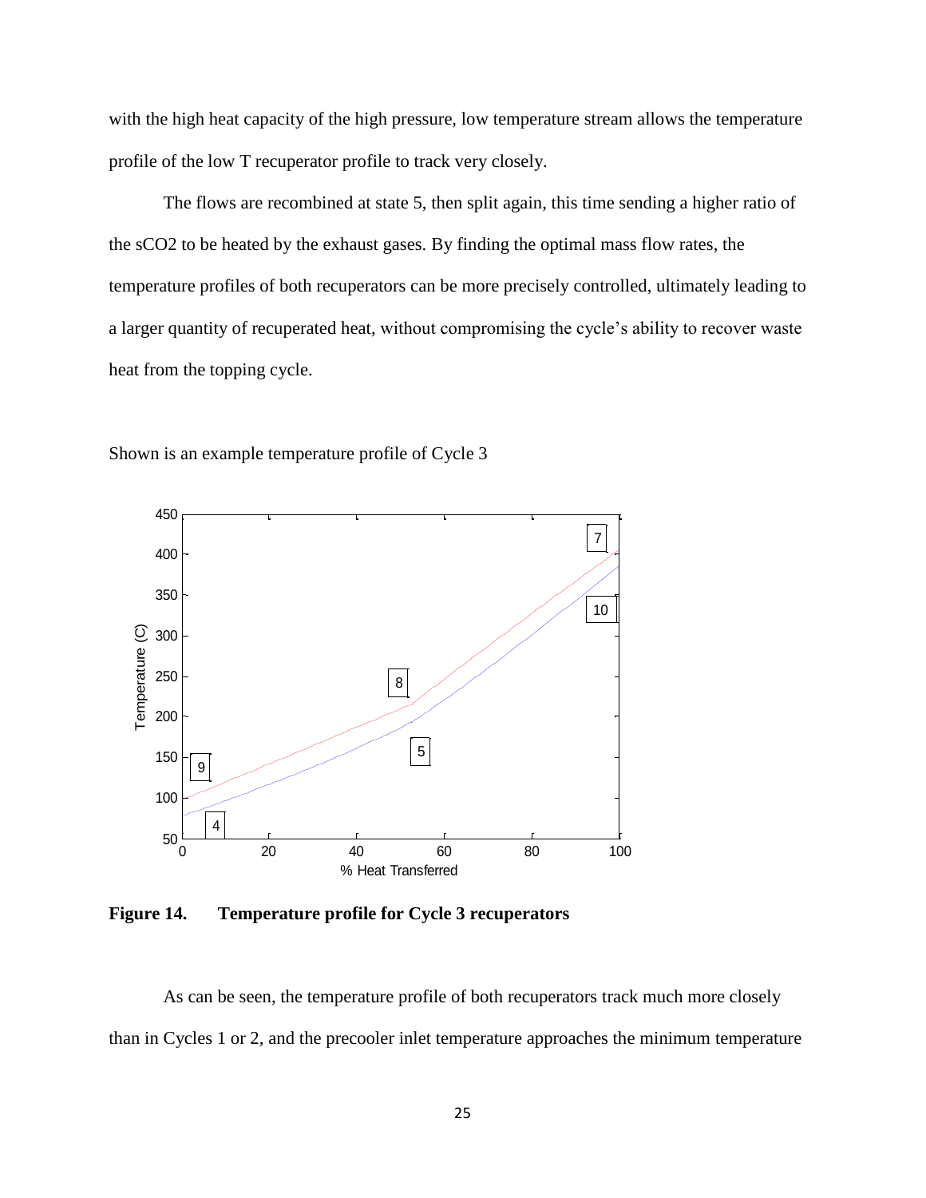with the high heat capacity of the high pressure, low temperature stream allows the temperature profile of the low T recuperator profile to track very closely.

The flows are recombined at state 5, then split again, this time sending a higher ratio of the sCO2 to be heated by the exhaust gases. By finding the optimal mass flow rates, the temperature profiles of both recuperators can be more precisely controlled, ultimately leading to a larger quantity of recuperated heat, without compromising the cycle's ability to recover waste heat from the topping cycle.

Shown is an example temperature profile of Cycle 3

**Figure 14. Temperature profile for Cycle 3 recuperators**

As can be seen, the temperature profile of both recuperators track much more closely than in Cycles 1 or 2, and the precooler inlet temperature approaches the minimum temperature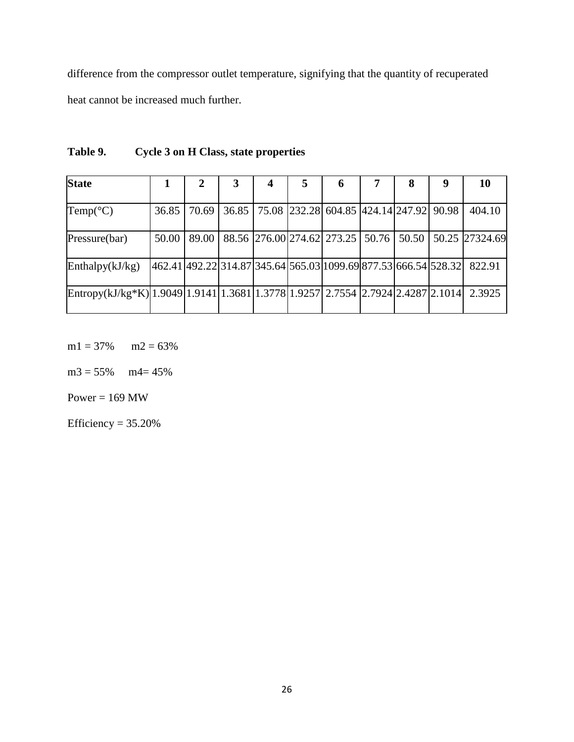difference from the compressor outlet temperature, signifying that the quantity of recuperated heat cannot be increased much further.

**Table 9. Cycle 3 on H Class, state properties**

| **State** | **1** | **2** | **3** | **4** | **5** | **6** | **7** | **8** | **9** | **10** |
|---|---|---|---|---|---|---|---|---|---|---|
| Temp(°C) | 36.85 | 70.69 | 36.85 | 75.08 | 232.28 | 604.85 | 424.14 | 247.92 | 90.98 | 404.10 |
| Pressure(bar) | 50.00 | 89.00 | 88.56 | 276.00 | 274.62 | 273.25 | 50.76 | 50.50 | 50.25 | 27324.69 |
| Enthalpy(kJ/kg) | 462.41 | 492.22 | 314.87 | 345.64 | 565.03 | 1099.69 | 877.53 | 666.54 | 528.32 | 822.91 |
| Entropy(kJ/kg*K) | 1.9049 | 1.9141 | 1.3681 | 1.3778 | 1.9257 | 2.7554 | 2.7924 | 2.4287 | 2.1014 | 2.3925 |

m1 = 37%     m2 = 63%

m3 = 55%     m4= 45%

Power = 169 MW

Efficiency = 35.20%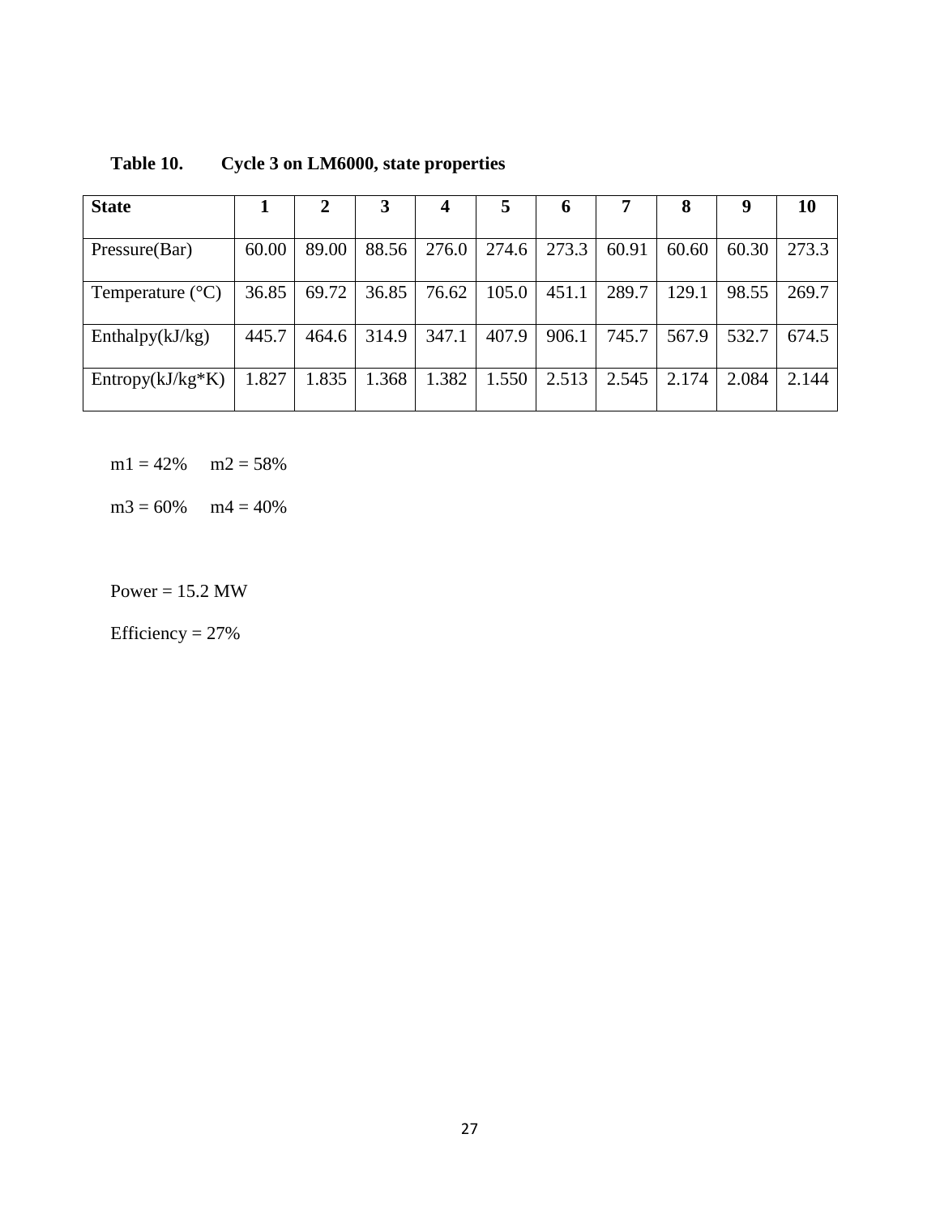**Table 10. Cycle 3 on LM6000, state properties**

| State | 1 | 2 | 3 | 4 | 5 | 6 | 7 | 8 | 9 | 10 |
|---|---|---|---|---|---|---|---|---|---|---|
| Pressure(Bar) | 60.00 | 89.00 | 88.56 | 276.0 | 274.6 | 273.3 | 60.91 | 60.60 | 60.30 | 273.3 |
| Temperature (°C) | 36.85 | 69.72 | 36.85 | 76.62 | 105.0 | 451.1 | 289.7 | 129.1 | 98.55 | 269.7 |
| Enthalpy(kJ/kg) | 445.7 | 464.6 | 314.9 | 347.1 | 407.9 | 906.1 | 745.7 | 567.9 | 532.7 | 674.5 |
| Entropy(kJ/kg*K) | 1.827 | 1.835 | 1.368 | 1.382 | 1.550 | 2.513 | 2.545 | 2.174 | 2.084 | 2.144 |

$m1 = 42\%$ $m2 = 58\%$

$m3 = 60\%$ $m4 = 40\%$

Power = 15.2 MW

Efficiency = 27%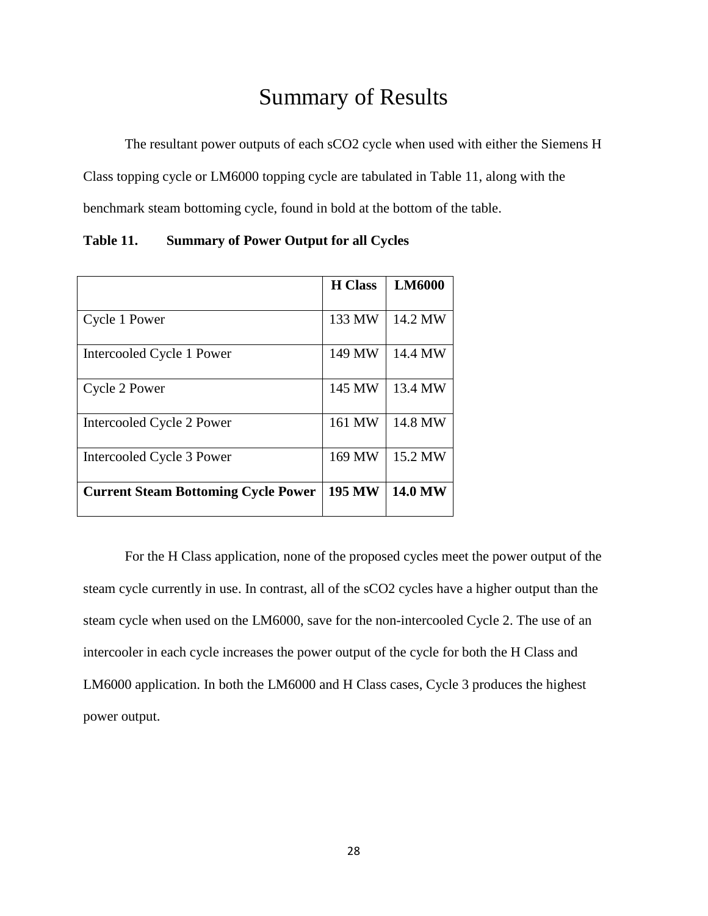# Summary of Results

The resultant power outputs of each sCO2 cycle when used with either the Siemens H Class topping cycle or LM6000 topping cycle are tabulated in Table 11, along with the benchmark steam bottoming cycle, found in bold at the bottom of the table.

**Table 11. Summary of Power Output for all Cycles**

| | **H Class** | **LM6000** |
|---|---|---|
| Cycle 1 Power | 133 MW | 14.2 MW |
| Intercooled Cycle 1 Power | 149 MW | 14.4 MW |
| Cycle 2 Power | 145 MW | 13.4 MW |
| Intercooled Cycle 2 Power | 161 MW | 14.8 MW |
| Intercooled Cycle 3 Power | 169 MW | 15.2 MW |
| **Current Steam Bottoming Cycle Power** | **195 MW** | **14.0 MW** |

For the H Class application, none of the proposed cycles meet the power output of the steam cycle currently in use. In contrast, all of the sCO2 cycles have a higher output than the steam cycle when used on the LM6000, save for the non-intercooled Cycle 2. The use of an intercooler in each cycle increases the power output of the cycle for both the H Class and LM6000 application. In both the LM6000 and H Class cases, Cycle 3 produces the highest power output.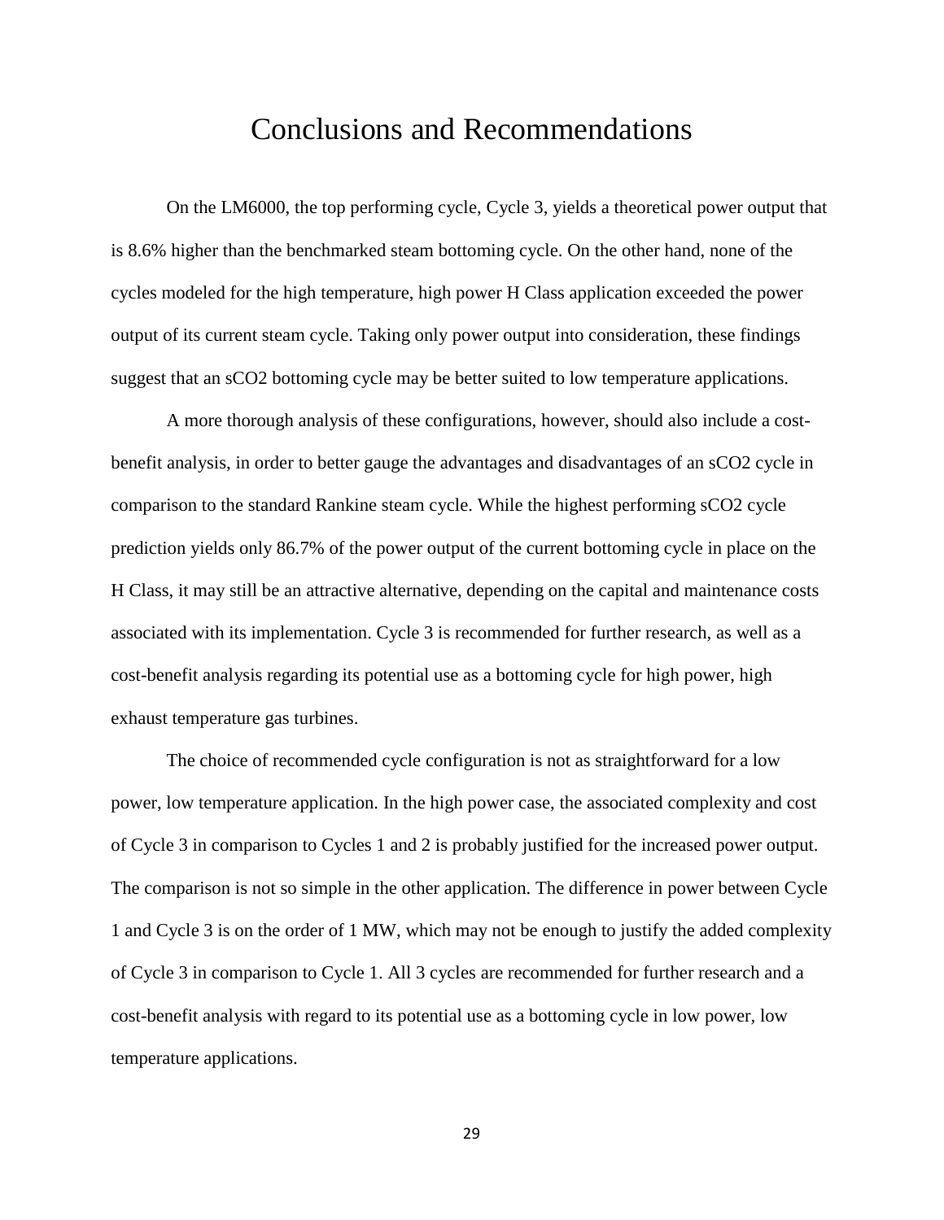# Conclusions and Recommendations

On the LM6000, the top performing cycle, Cycle 3, yields a theoretical power output that is 8.6% higher than the benchmarked steam bottoming cycle. On the other hand, none of the cycles modeled for the high temperature, high power H Class application exceeded the power output of its current steam cycle. Taking only power output into consideration, these findings suggest that an sCO2 bottoming cycle may be better suited to low temperature applications.

A more thorough analysis of these configurations, however, should also include a cost-benefit analysis, in order to better gauge the advantages and disadvantages of an sCO2 cycle in comparison to the standard Rankine steam cycle. While the highest performing sCO2 cycle prediction yields only 86.7% of the power output of the current bottoming cycle in place on the H Class, it may still be an attractive alternative, depending on the capital and maintenance costs associated with its implementation. Cycle 3 is recommended for further research, as well as a cost-benefit analysis regarding its potential use as a bottoming cycle for high power, high exhaust temperature gas turbines.

The choice of recommended cycle configuration is not as straightforward for a low power, low temperature application. In the high power case, the associated complexity and cost of Cycle 3 in comparison to Cycles 1 and 2 is probably justified for the increased power output. The comparison is not so simple in the other application. The difference in power between Cycle 1 and Cycle 3 is on the order of 1 MW, which may not be enough to justify the added complexity of Cycle 3 in comparison to Cycle 1. All 3 cycles are recommended for further research and a cost-benefit analysis with regard to its potential use as a bottoming cycle in low power, low temperature applications.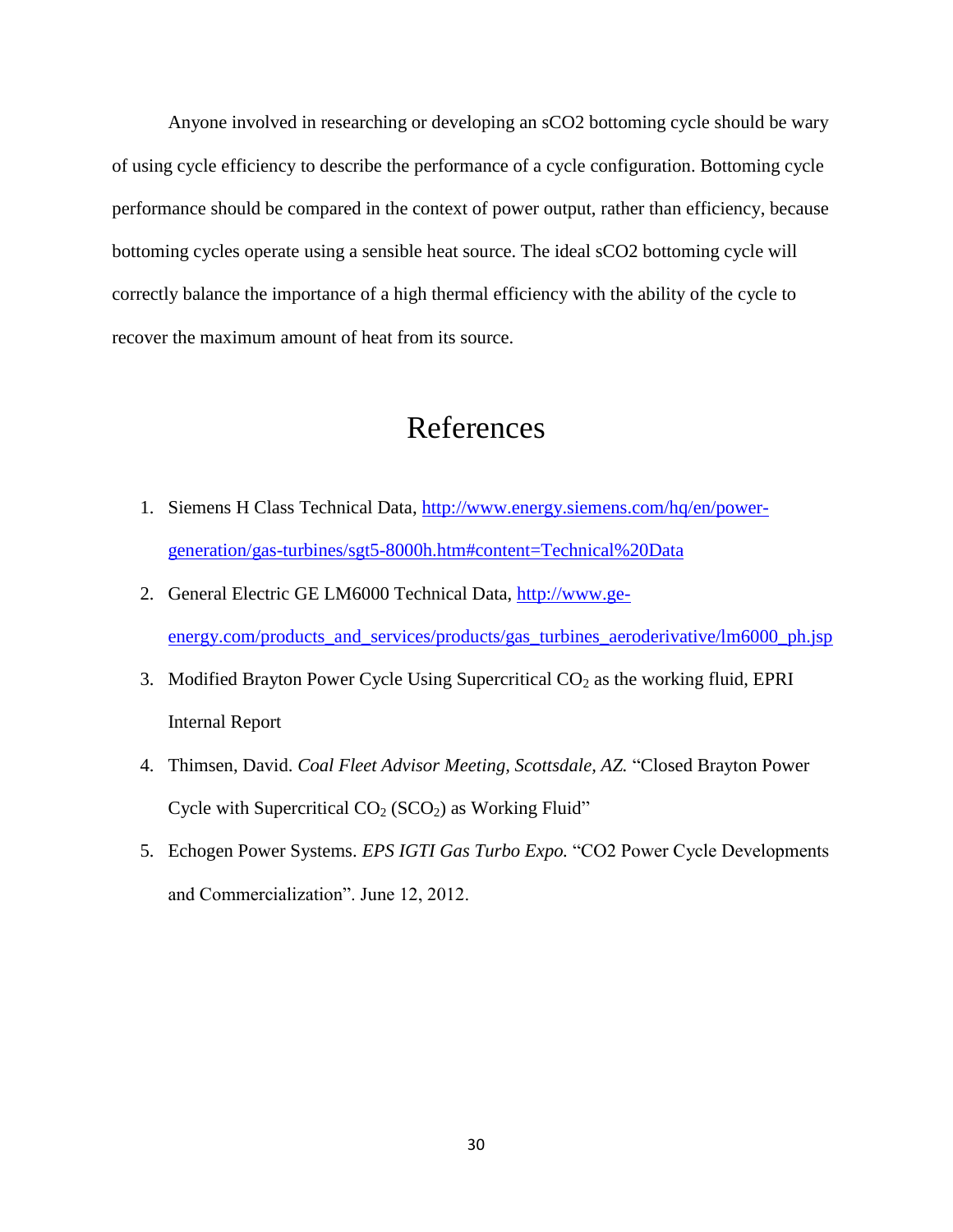Anyone involved in researching or developing an sCO2 bottoming cycle should be wary of using cycle efficiency to describe the performance of a cycle configuration. Bottoming cycle performance should be compared in the context of power output, rather than efficiency, because bottoming cycles operate using a sensible heat source. The ideal sCO2 bottoming cycle will correctly balance the importance of a high thermal efficiency with the ability of the cycle to recover the maximum amount of heat from its source.

# References

1. Siemens H Class Technical Data, http://www.energy.siemens.com/hq/en/power-generation/gas-turbines/sgt5-8000h.htm#content=Technical%20Data
2. General Electric GE LM6000 Technical Data, http://www.ge-energy.com/products_and_services/products/gas_turbines_aeroderivative/lm6000_ph.jsp
3. Modified Brayton Power Cycle Using Supercritical $CO_2$ as the working fluid, EPRI Internal Report
4. Thimsen, David. *Coal Fleet Advisor Meeting, Scottsdale, AZ.* "Closed Brayton Power Cycle with Supercritical $CO_2$ ($SCO_2$) as Working Fluid"
5. Echogen Power Systems. *EPS IGTI Gas Turbo Expo.* "CO2 Power Cycle Developments and Commercialization". June 12, 2012.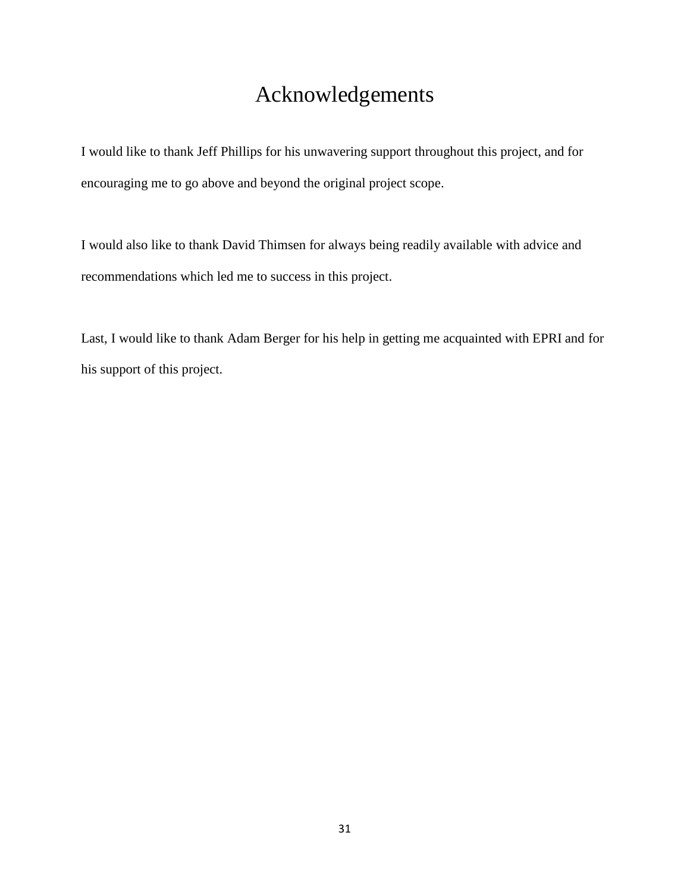# Acknowledgements

I would like to thank Jeff Phillips for his unwavering support throughout this project, and for encouraging me to go above and beyond the original project scope.

I would also like to thank David Thimsen for always being readily available with advice and recommendations which led me to success in this project.

Last, I would like to thank Adam Berger for his help in getting me acquainted with EPRI and for his support of this project.